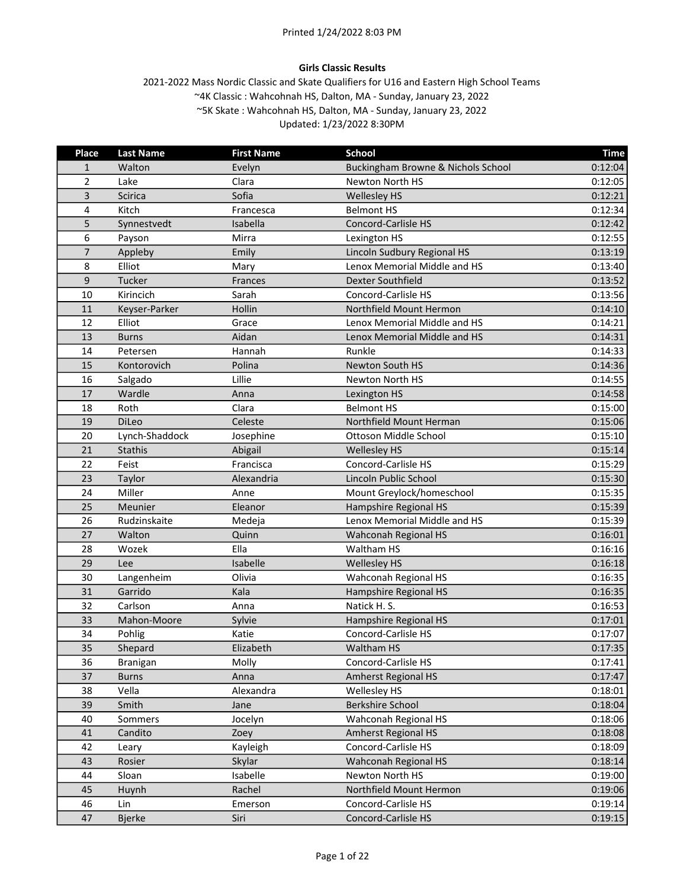Printed 1/24/2022 8:03 PM

**Girls Classic Results**

2021-2022 Mass Nordic Classic and Skate Qualifiers for U16 and Eastern High School Teams
~4K Classic : Wahcohnah HS, Dalton, MA - Sunday, January 23, 2022
~5K Skate : Wahcohnah HS, Dalton, MA - Sunday, January 23, 2022
Updated: 1/23/2022 8:30PM

| Place | Last Name | First Name | School | Time |
|---|---|---|---|---|
| 1 | Walton | Evelyn | Buckingham Browne & Nichols School | 0:12:04 |
| 2 | Lake | Clara | Newton North HS | 0:12:05 |
| 3 | Scirica | Sofia | Wellesley HS | 0:12:21 |
| 4 | Kitch | Francesca | Belmont HS | 0:12:34 |
| 5 | Synnestvedt | Isabella | Concord-Carlisle HS | 0:12:42 |
| 6 | Payson | Mirra | Lexington HS | 0:12:55 |
| 7 | Appleby | Emily | Lincoln Sudbury Regional HS | 0:13:19 |
| 8 | Elliot | Mary | Lenox Memorial Middle and HS | 0:13:40 |
| 9 | Tucker | Frances | Dexter Southfield | 0:13:52 |
| 10 | Kirincich | Sarah | Concord-Carlisle HS | 0:13:56 |
| 11 | Keyser-Parker | Hollin | Northfield Mount Hermon | 0:14:10 |
| 12 | Elliot | Grace | Lenox Memorial Middle and HS | 0:14:21 |
| 13 | Burns | Aidan | Lenox Memorial Middle and HS | 0:14:31 |
| 14 | Petersen | Hannah | Runkle | 0:14:33 |
| 15 | Kontorovich | Polina | Newton South HS | 0:14:36 |
| 16 | Salgado | Lillie | Newton North HS | 0:14:55 |
| 17 | Wardle | Anna | Lexington HS | 0:14:58 |
| 18 | Roth | Clara | Belmont HS | 0:15:00 |
| 19 | DiLeo | Celeste | Northfield Mount Herman | 0:15:06 |
| 20 | Lynch-Shaddock | Josephine | Ottoson Middle School | 0:15:10 |
| 21 | Stathis | Abigail | Wellesley HS | 0:15:14 |
| 22 | Feist | Francisca | Concord-Carlisle HS | 0:15:29 |
| 23 | Taylor | Alexandria | Lincoln Public School | 0:15:30 |
| 24 | Miller | Anne | Mount Greylock/homeschool | 0:15:35 |
| 25 | Meunier | Eleanor | Hampshire Regional HS | 0:15:39 |
| 26 | Rudzinskaite | Medeja | Lenox Memorial Middle and HS | 0:15:39 |
| 27 | Walton | Quinn | Wahconah Regional HS | 0:16:01 |
| 28 | Wozek | Ella | Waltham HS | 0:16:16 |
| 29 | Lee | Isabelle | Wellesley HS | 0:16:18 |
| 30 | Langenheim | Olivia | Wahconah Regional HS | 0:16:35 |
| 31 | Garrido | Kala | Hampshire Regional HS | 0:16:35 |
| 32 | Carlson | Anna | Natick H. S. | 0:16:53 |
| 33 | Mahon-Moore | Sylvie | Hampshire Regional HS | 0:17:01 |
| 34 | Pohlig | Katie | Concord-Carlisle HS | 0:17:07 |
| 35 | Shepard | Elizabeth | Waltham HS | 0:17:35 |
| 36 | Branigan | Molly | Concord-Carlisle HS | 0:17:41 |
| 37 | Burns | Anna | Amherst Regional HS | 0:17:47 |
| 38 | Vella | Alexandra | Wellesley HS | 0:18:01 |
| 39 | Smith | Jane | Berkshire School | 0:18:04 |
| 40 | Sommers | Jocelyn | Wahconah Regional HS | 0:18:06 |
| 41 | Candito | Zoey | Amherst Regional HS | 0:18:08 |
| 42 | Leary | Kayleigh | Concord-Carlisle HS | 0:18:09 |
| 43 | Rosier | Skylar | Wahconah Regional HS | 0:18:14 |
| 44 | Sloan | Isabelle | Newton North HS | 0:19:00 |
| 45 | Huynh | Rachel | Northfield Mount Hermon | 0:19:06 |
| 46 | Lin | Emerson | Concord-Carlisle HS | 0:19:14 |
| 47 | Bjerke | Siri | Concord-Carlisle HS | 0:19:15 |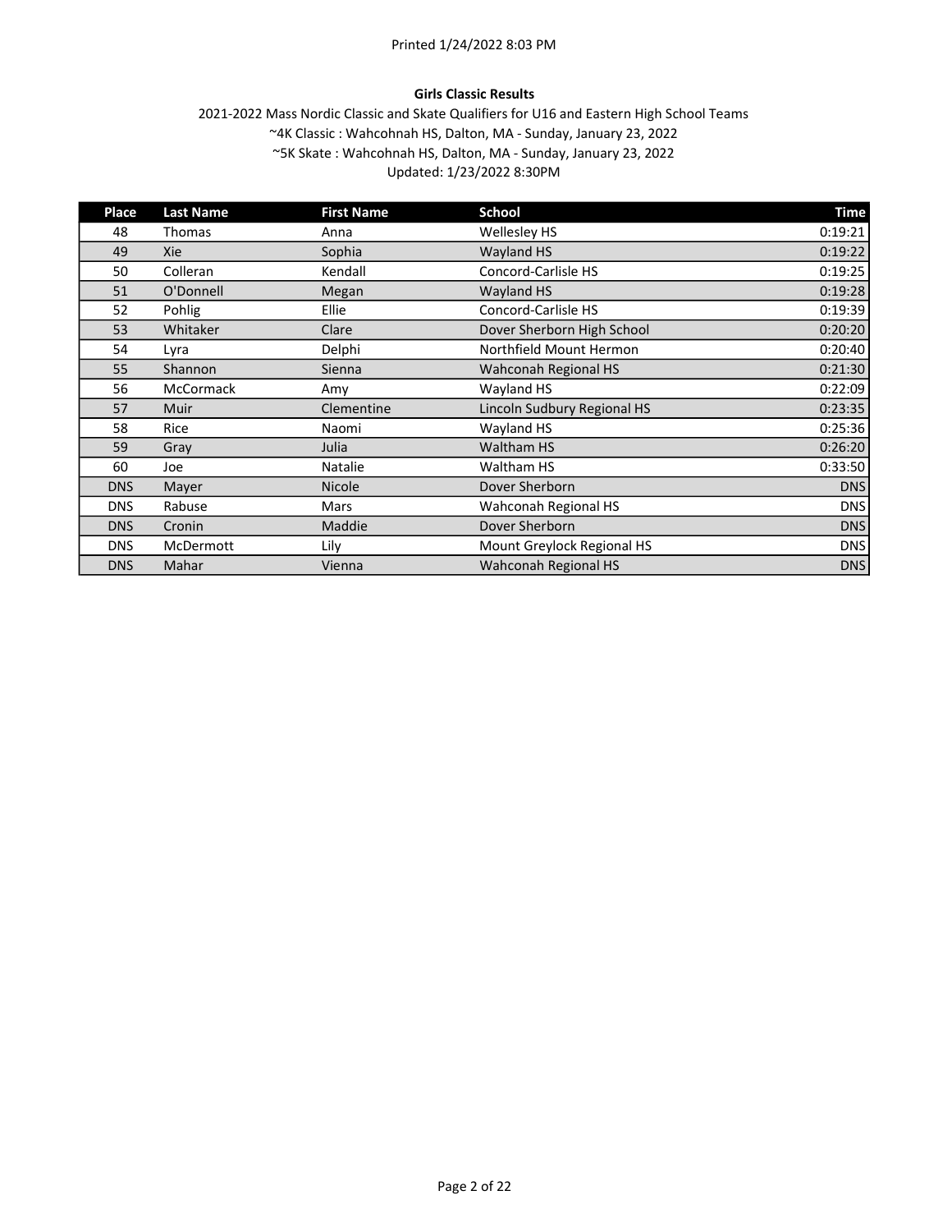**Girls Classic Results**

2021-2022 Mass Nordic Classic and Skate Qualifiers for U16 and Eastern High School Teams

~4K Classic : Wahcohnah HS, Dalton, MA - Sunday, January 23, 2022

~5K Skate : Wahcohnah HS, Dalton, MA - Sunday, January 23, 2022

Updated: 1/23/2022 8:30PM

| Place | Last Name | First Name | School | Time |
|---|---|---|---|---|
| 48 | Thomas | Anna | Wellesley HS | 0:19:21 |
| 49 | Xie | Sophia | Wayland HS | 0:19:22 |
| 50 | Colleran | Kendall | Concord-Carlisle HS | 0:19:25 |
| 51 | O'Donnell | Megan | Wayland HS | 0:19:28 |
| 52 | Pohlig | Ellie | Concord-Carlisle HS | 0:19:39 |
| 53 | Whitaker | Clare | Dover Sherborn High School | 0:20:20 |
| 54 | Lyra | Delphi | Northfield Mount Hermon | 0:20:40 |
| 55 | Shannon | Sienna | Wahconah Regional HS | 0:21:30 |
| 56 | McCormack | Amy | Wayland HS | 0:22:09 |
| 57 | Muir | Clementine | Lincoln Sudbury Regional HS | 0:23:35 |
| 58 | Rice | Naomi | Wayland HS | 0:25:36 |
| 59 | Gray | Julia | Waltham HS | 0:26:20 |
| 60 | Joe | Natalie | Waltham HS | 0:33:50 |
| DNS | Mayer | Nicole | Dover Sherborn | DNS |
| DNS | Rabuse | Mars | Wahconah Regional HS | DNS |
| DNS | Cronin | Maddie | Dover Sherborn | DNS |
| DNS | McDermott | Lily | Mount Greylock Regional HS | DNS |
| DNS | Mahar | Vienna | Wahconah Regional HS | DNS |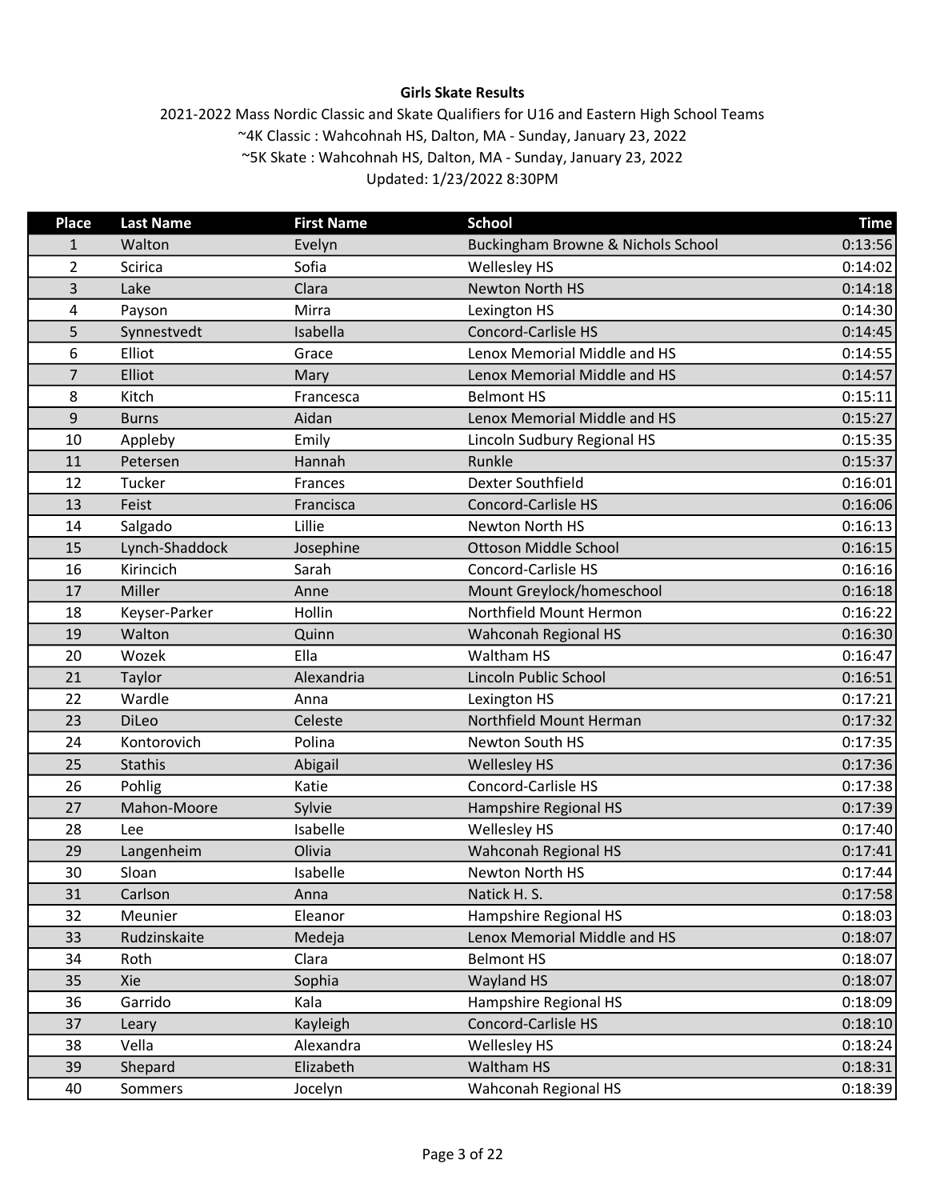**Girls Skate Results**

2021-2022 Mass Nordic Classic and Skate Qualifiers for U16 and Eastern High School Teams
~4K Classic : Wahcohnah HS, Dalton, MA - Sunday, January 23, 2022
~5K Skate : Wahcohnah HS, Dalton, MA - Sunday, January 23, 2022
Updated: 1/23/2022 8:30PM

| Place | Last Name | First Name | School | Time |
|---|---|---|---|---|
| 1 | Walton | Evelyn | Buckingham Browne & Nichols School | 0:13:56 |
| 2 | Scirica | Sofia | Wellesley HS | 0:14:02 |
| 3 | Lake | Clara | Newton North HS | 0:14:18 |
| 4 | Payson | Mirra | Lexington HS | 0:14:30 |
| 5 | Synnestvedt | Isabella | Concord-Carlisle HS | 0:14:45 |
| 6 | Elliot | Grace | Lenox Memorial Middle and HS | 0:14:55 |
| 7 | Elliot | Mary | Lenox Memorial Middle and HS | 0:14:57 |
| 8 | Kitch | Francesca | Belmont HS | 0:15:11 |
| 9 | Burns | Aidan | Lenox Memorial Middle and HS | 0:15:27 |
| 10 | Appleby | Emily | Lincoln Sudbury Regional HS | 0:15:35 |
| 11 | Petersen | Hannah | Runkle | 0:15:37 |
| 12 | Tucker | Frances | Dexter Southfield | 0:16:01 |
| 13 | Feist | Francisca | Concord-Carlisle HS | 0:16:06 |
| 14 | Salgado | Lillie | Newton North HS | 0:16:13 |
| 15 | Lynch-Shaddock | Josephine | Ottoson Middle School | 0:16:15 |
| 16 | Kirincich | Sarah | Concord-Carlisle HS | 0:16:16 |
| 17 | Miller | Anne | Mount Greylock/homeschool | 0:16:18 |
| 18 | Keyser-Parker | Hollin | Northfield Mount Hermon | 0:16:22 |
| 19 | Walton | Quinn | Wahconah Regional HS | 0:16:30 |
| 20 | Wozek | Ella | Waltham HS | 0:16:47 |
| 21 | Taylor | Alexandria | Lincoln Public School | 0:16:51 |
| 22 | Wardle | Anna | Lexington HS | 0:17:21 |
| 23 | DiLeo | Celeste | Northfield Mount Herman | 0:17:32 |
| 24 | Kontorovich | Polina | Newton South HS | 0:17:35 |
| 25 | Stathis | Abigail | Wellesley HS | 0:17:36 |
| 26 | Pohlig | Katie | Concord-Carlisle HS | 0:17:38 |
| 27 | Mahon-Moore | Sylvie | Hampshire Regional HS | 0:17:39 |
| 28 | Lee | Isabelle | Wellesley HS | 0:17:40 |
| 29 | Langenheim | Olivia | Wahconah Regional HS | 0:17:41 |
| 30 | Sloan | Isabelle | Newton North HS | 0:17:44 |
| 31 | Carlson | Anna | Natick H. S. | 0:17:58 |
| 32 | Meunier | Eleanor | Hampshire Regional HS | 0:18:03 |
| 33 | Rudzinskaite | Medeja | Lenox Memorial Middle and HS | 0:18:07 |
| 34 | Roth | Clara | Belmont HS | 0:18:07 |
| 35 | Xie | Sophia | Wayland HS | 0:18:07 |
| 36 | Garrido | Kala | Hampshire Regional HS | 0:18:09 |
| 37 | Leary | Kayleigh | Concord-Carlisle HS | 0:18:10 |
| 38 | Vella | Alexandra | Wellesley HS | 0:18:24 |
| 39 | Shepard | Elizabeth | Waltham HS | 0:18:31 |
| 40 | Sommers | Jocelyn | Wahconah Regional HS | 0:18:39 |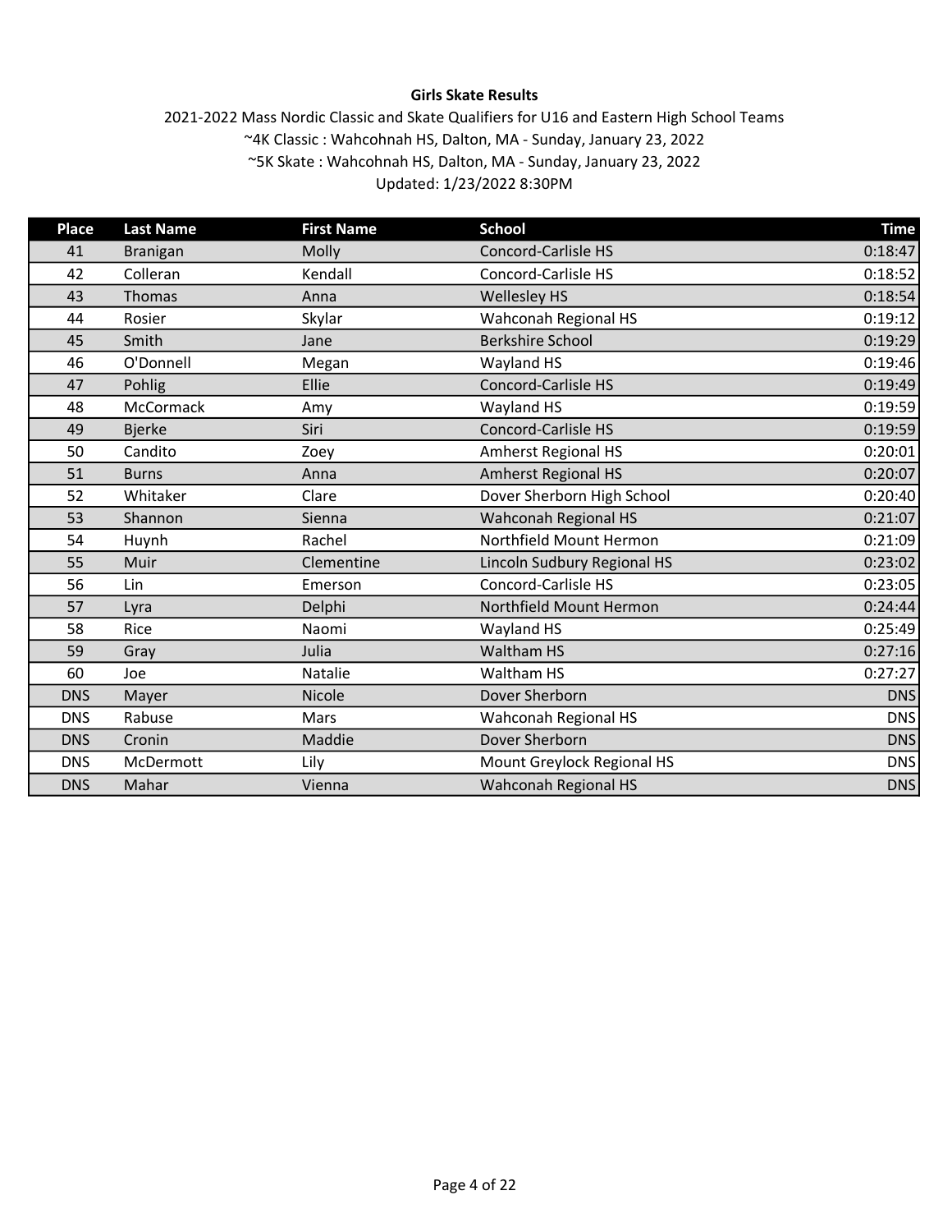**Girls Skate Results**

2021-2022 Mass Nordic Classic and Skate Qualifiers for U16 and Eastern High School Teams
~4K Classic : Wahcohnah HS, Dalton, MA - Sunday, January 23, 2022
~5K Skate : Wahcohnah HS, Dalton, MA - Sunday, January 23, 2022
Updated: 1/23/2022 8:30PM

| Place | Last Name | First Name | School | Time |
|---|---|---|---|---|
| 41 | Branigan | Molly | Concord-Carlisle HS | 0:18:47 |
| 42 | Colleran | Kendall | Concord-Carlisle HS | 0:18:52 |
| 43 | Thomas | Anna | Wellesley HS | 0:18:54 |
| 44 | Rosier | Skylar | Wahconah Regional HS | 0:19:12 |
| 45 | Smith | Jane | Berkshire School | 0:19:29 |
| 46 | O'Donnell | Megan | Wayland HS | 0:19:46 |
| 47 | Pohlig | Ellie | Concord-Carlisle HS | 0:19:49 |
| 48 | McCormack | Amy | Wayland HS | 0:19:59 |
| 49 | Bjerke | Siri | Concord-Carlisle HS | 0:19:59 |
| 50 | Candito | Zoey | Amherst Regional HS | 0:20:01 |
| 51 | Burns | Anna | Amherst Regional HS | 0:20:07 |
| 52 | Whitaker | Clare | Dover Sherborn High School | 0:20:40 |
| 53 | Shannon | Sienna | Wahconah Regional HS | 0:21:07 |
| 54 | Huynh | Rachel | Northfield Mount Hermon | 0:21:09 |
| 55 | Muir | Clementine | Lincoln Sudbury Regional HS | 0:23:02 |
| 56 | Lin | Emerson | Concord-Carlisle HS | 0:23:05 |
| 57 | Lyra | Delphi | Northfield Mount Hermon | 0:24:44 |
| 58 | Rice | Naomi | Wayland HS | 0:25:49 |
| 59 | Gray | Julia | Waltham HS | 0:27:16 |
| 60 | Joe | Natalie | Waltham HS | 0:27:27 |
| DNS | Mayer | Nicole | Dover Sherborn | DNS |
| DNS | Rabuse | Mars | Wahconah Regional HS | DNS |
| DNS | Cronin | Maddie | Dover Sherborn | DNS |
| DNS | McDermott | Lily | Mount Greylock Regional HS | DNS |
| DNS | Mahar | Vienna | Wahconah Regional HS | DNS |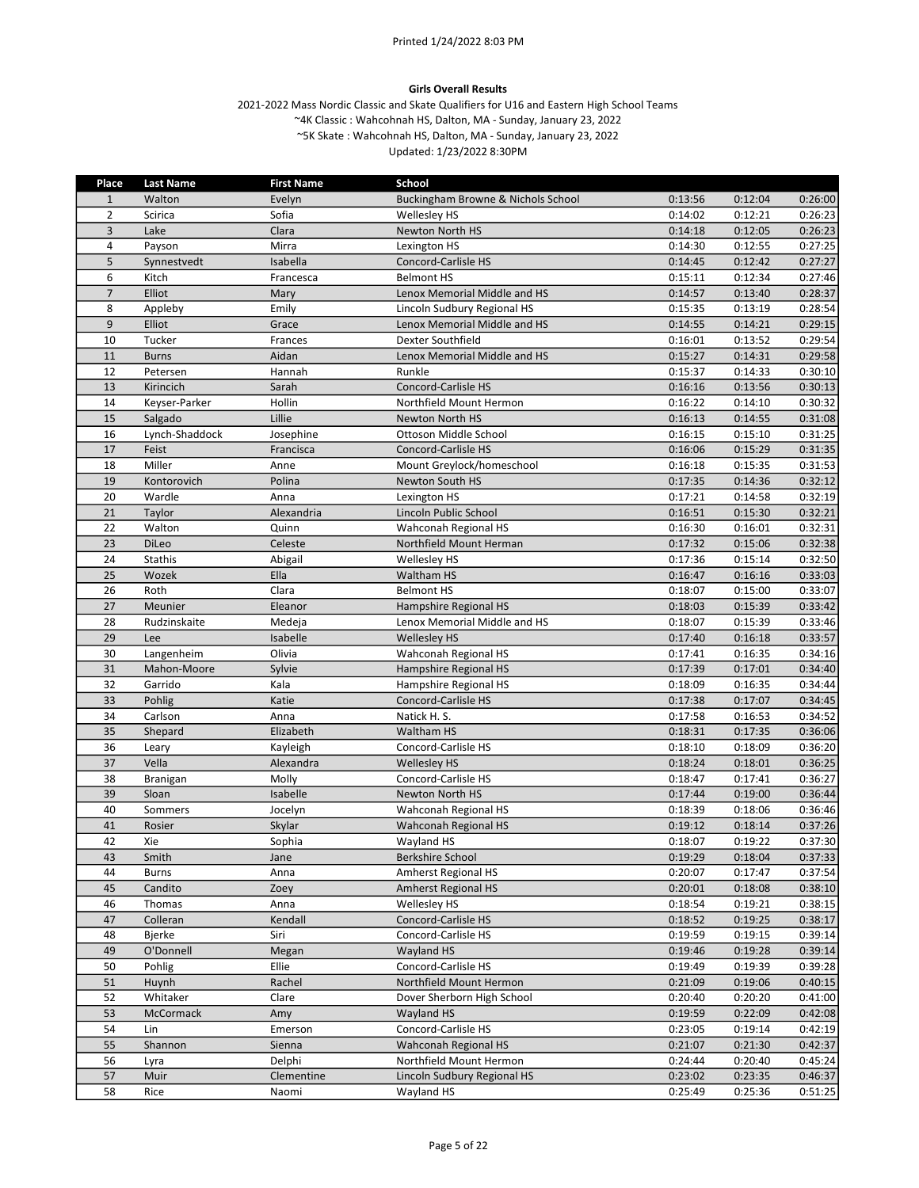Printed 1/24/2022 8:03 PM

**Girls Overall Results**

2021-2022 Mass Nordic Classic and Skate Qualifiers for U16 and Eastern High School Teams
~4K Classic : Wahcohnah HS, Dalton, MA - Sunday, January 23, 2022
~5K Skate : Wahcohnah HS, Dalton, MA - Sunday, January 23, 2022
Updated: 1/23/2022 8:30PM

| Place | Last Name | First Name | School | | | |
|---|---|---|---|---|---|---|
| 1 | Walton | Evelyn | Buckingham Browne & Nichols School | 0:13:56 | 0:12:04 | 0:26:00 |
| 2 | Scirica | Sofia | Wellesley HS | 0:14:02 | 0:12:21 | 0:26:23 |
| 3 | Lake | Clara | Newton North HS | 0:14:18 | 0:12:05 | 0:26:23 |
| 4 | Payson | Mirra | Lexington HS | 0:14:30 | 0:12:55 | 0:27:25 |
| 5 | Synnestvedt | Isabella | Concord-Carlisle HS | 0:14:45 | 0:12:42 | 0:27:27 |
| 6 | Kitch | Francesca | Belmont HS | 0:15:11 | 0:12:34 | 0:27:46 |
| 7 | Elliot | Mary | Lenox Memorial Middle and HS | 0:14:57 | 0:13:40 | 0:28:37 |
| 8 | Appleby | Emily | Lincoln Sudbury Regional HS | 0:15:35 | 0:13:19 | 0:28:54 |
| 9 | Elliot | Grace | Lenox Memorial Middle and HS | 0:14:55 | 0:14:21 | 0:29:15 |
| 10 | Tucker | Frances | Dexter Southfield | 0:16:01 | 0:13:52 | 0:29:54 |
| 11 | Burns | Aidan | Lenox Memorial Middle and HS | 0:15:27 | 0:14:31 | 0:29:58 |
| 12 | Petersen | Hannah | Runkle | 0:15:37 | 0:14:33 | 0:30:10 |
| 13 | Kirincich | Sarah | Concord-Carlisle HS | 0:16:16 | 0:13:56 | 0:30:13 |
| 14 | Keyser-Parker | Hollin | Northfield Mount Hermon | 0:16:22 | 0:14:10 | 0:30:32 |
| 15 | Salgado | Lillie | Newton North HS | 0:16:13 | 0:14:55 | 0:31:08 |
| 16 | Lynch-Shaddock | Josephine | Ottoson Middle School | 0:16:15 | 0:15:10 | 0:31:25 |
| 17 | Feist | Francisca | Concord-Carlisle HS | 0:16:06 | 0:15:29 | 0:31:35 |
| 18 | Miller | Anne | Mount Greylock/homeschool | 0:16:18 | 0:15:35 | 0:31:53 |
| 19 | Kontorovich | Polina | Newton South HS | 0:17:35 | 0:14:36 | 0:32:12 |
| 20 | Wardle | Anna | Lexington HS | 0:17:21 | 0:14:58 | 0:32:19 |
| 21 | Taylor | Alexandria | Lincoln Public School | 0:16:51 | 0:15:30 | 0:32:21 |
| 22 | Walton | Quinn | Wahconah Regional HS | 0:16:30 | 0:16:01 | 0:32:31 |
| 23 | DiLeo | Celeste | Northfield Mount Herman | 0:17:32 | 0:15:06 | 0:32:38 |
| 24 | Stathis | Abigail | Wellesley HS | 0:17:36 | 0:15:14 | 0:32:50 |
| 25 | Wozek | Ella | Waltham HS | 0:16:47 | 0:16:16 | 0:33:03 |
| 26 | Roth | Clara | Belmont HS | 0:18:07 | 0:15:00 | 0:33:07 |
| 27 | Meunier | Eleanor | Hampshire Regional HS | 0:18:03 | 0:15:39 | 0:33:42 |
| 28 | Rudzinskaite | Medeja | Lenox Memorial Middle and HS | 0:18:07 | 0:15:39 | 0:33:46 |
| 29 | Lee | Isabelle | Wellesley HS | 0:17:40 | 0:16:18 | 0:33:57 |
| 30 | Langenheim | Olivia | Wahconah Regional HS | 0:17:41 | 0:16:35 | 0:34:16 |
| 31 | Mahon-Moore | Sylvie | Hampshire Regional HS | 0:17:39 | 0:17:01 | 0:34:40 |
| 32 | Garrido | Kala | Hampshire Regional HS | 0:18:09 | 0:16:35 | 0:34:44 |
| 33 | Pohlig | Katie | Concord-Carlisle HS | 0:17:38 | 0:17:07 | 0:34:45 |
| 34 | Carlson | Anna | Natick H. S. | 0:17:58 | 0:16:53 | 0:34:52 |
| 35 | Shepard | Elizabeth | Waltham HS | 0:18:31 | 0:17:35 | 0:36:06 |
| 36 | Leary | Kayleigh | Concord-Carlisle HS | 0:18:10 | 0:18:09 | 0:36:20 |
| 37 | Vella | Alexandra | Wellesley HS | 0:18:24 | 0:18:01 | 0:36:25 |
| 38 | Branigan | Molly | Concord-Carlisle HS | 0:18:47 | 0:17:41 | 0:36:27 |
| 39 | Sloan | Isabelle | Newton North HS | 0:17:44 | 0:19:00 | 0:36:44 |
| 40 | Sommers | Jocelyn | Wahconah Regional HS | 0:18:39 | 0:18:06 | 0:36:46 |
| 41 | Rosier | Skylar | Wahconah Regional HS | 0:19:12 | 0:18:14 | 0:37:26 |
| 42 | Xie | Sophia | Wayland HS | 0:18:07 | 0:19:22 | 0:37:30 |
| 43 | Smith | Jane | Berkshire School | 0:19:29 | 0:18:04 | 0:37:33 |
| 44 | Burns | Anna | Amherst Regional HS | 0:20:07 | 0:17:47 | 0:37:54 |
| 45 | Candito | Zoey | Amherst Regional HS | 0:20:01 | 0:18:08 | 0:38:10 |
| 46 | Thomas | Anna | Wellesley HS | 0:18:54 | 0:19:21 | 0:38:15 |
| 47 | Colleran | Kendall | Concord-Carlisle HS | 0:18:52 | 0:19:25 | 0:38:17 |
| 48 | Bjerke | Siri | Concord-Carlisle HS | 0:19:59 | 0:19:15 | 0:39:14 |
| 49 | O'Donnell | Megan | Wayland HS | 0:19:46 | 0:19:28 | 0:39:14 |
| 50 | Pohlig | Ellie | Concord-Carlisle HS | 0:19:49 | 0:19:39 | 0:39:28 |
| 51 | Huynh | Rachel | Northfield Mount Hermon | 0:21:09 | 0:19:06 | 0:40:15 |
| 52 | Whitaker | Clare | Dover Sherborn High School | 0:20:40 | 0:20:20 | 0:41:00 |
| 53 | McCormack | Amy | Wayland HS | 0:19:59 | 0:22:09 | 0:42:08 |
| 54 | Lin | Emerson | Concord-Carlisle HS | 0:23:05 | 0:19:14 | 0:42:19 |
| 55 | Shannon | Sienna | Wahconah Regional HS | 0:21:07 | 0:21:30 | 0:42:37 |
| 56 | Lyra | Delphi | Northfield Mount Hermon | 0:24:44 | 0:20:40 | 0:45:24 |
| 57 | Muir | Clementine | Lincoln Sudbury Regional HS | 0:23:02 | 0:23:35 | 0:46:37 |
| 58 | Rice | Naomi | Wayland HS | 0:25:49 | 0:25:36 | 0:51:25 |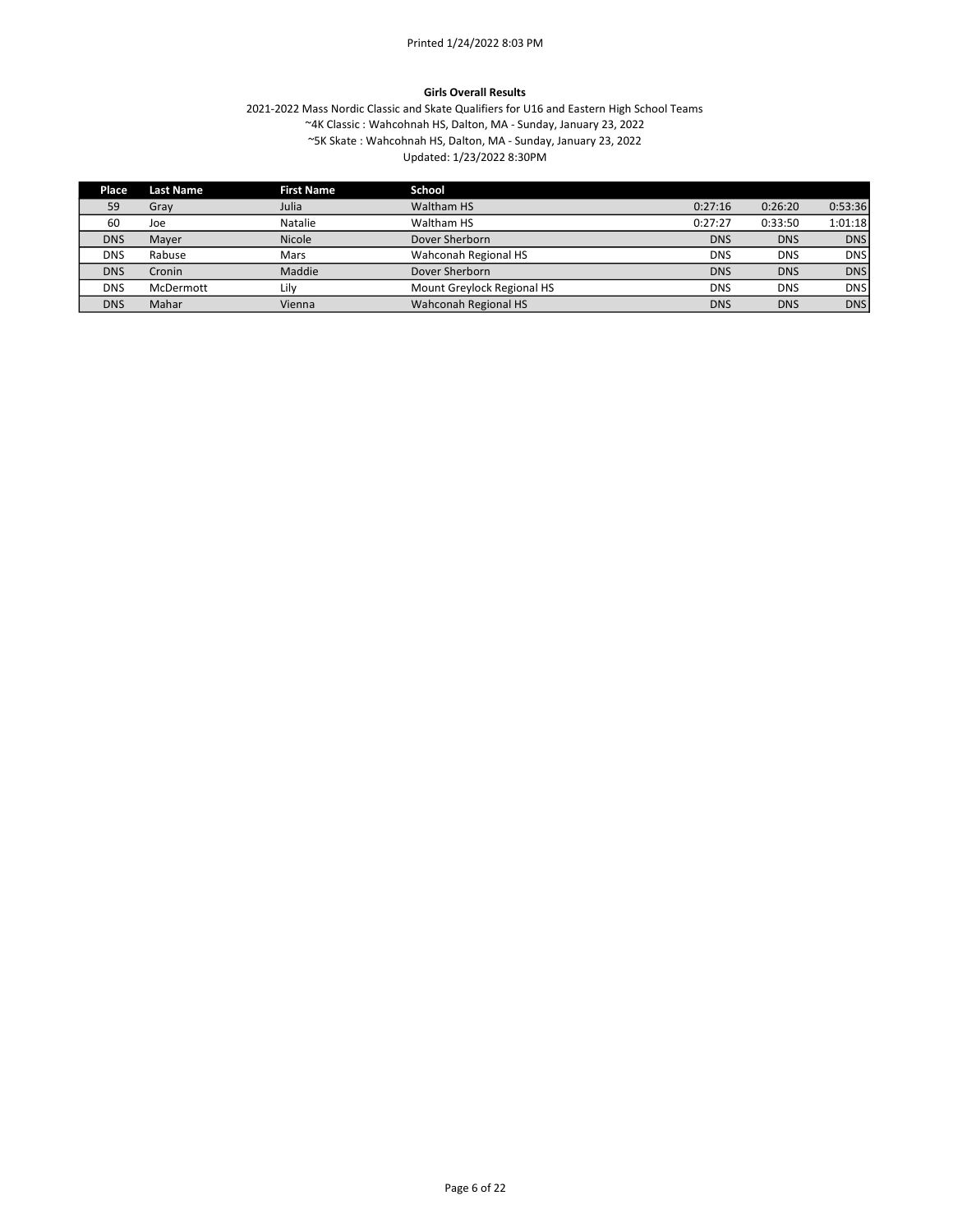**Girls Overall Results**

2021-2022 Mass Nordic Classic and Skate Qualifiers for U16 and Eastern High School Teams
~4K Classic : Wahcohnah HS, Dalton, MA - Sunday, January 23, 2022
~5K Skate : Wahcohnah HS, Dalton, MA - Sunday, January 23, 2022
Updated: 1/23/2022 8:30PM

| Place | Last Name | First Name | School | | | |
|---|---|---|---|---|---|---|
| 59 | Gray | Julia | Waltham HS | 0:27:16 | 0:26:20 | 0:53:36 |
| 60 | Joe | Natalie | Waltham HS | 0:27:27 | 0:33:50 | 1:01:18 |
| DNS | Mayer | Nicole | Dover Sherborn | DNS | DNS | DNS |
| DNS | Rabuse | Mars | Wahconah Regional HS | DNS | DNS | DNS |
| DNS | Cronin | Maddie | Dover Sherborn | DNS | DNS | DNS |
| DNS | McDermott | Lily | Mount Greylock Regional HS | DNS | DNS | DNS |
| DNS | Mahar | Vienna | Wahconah Regional HS | DNS | DNS | DNS |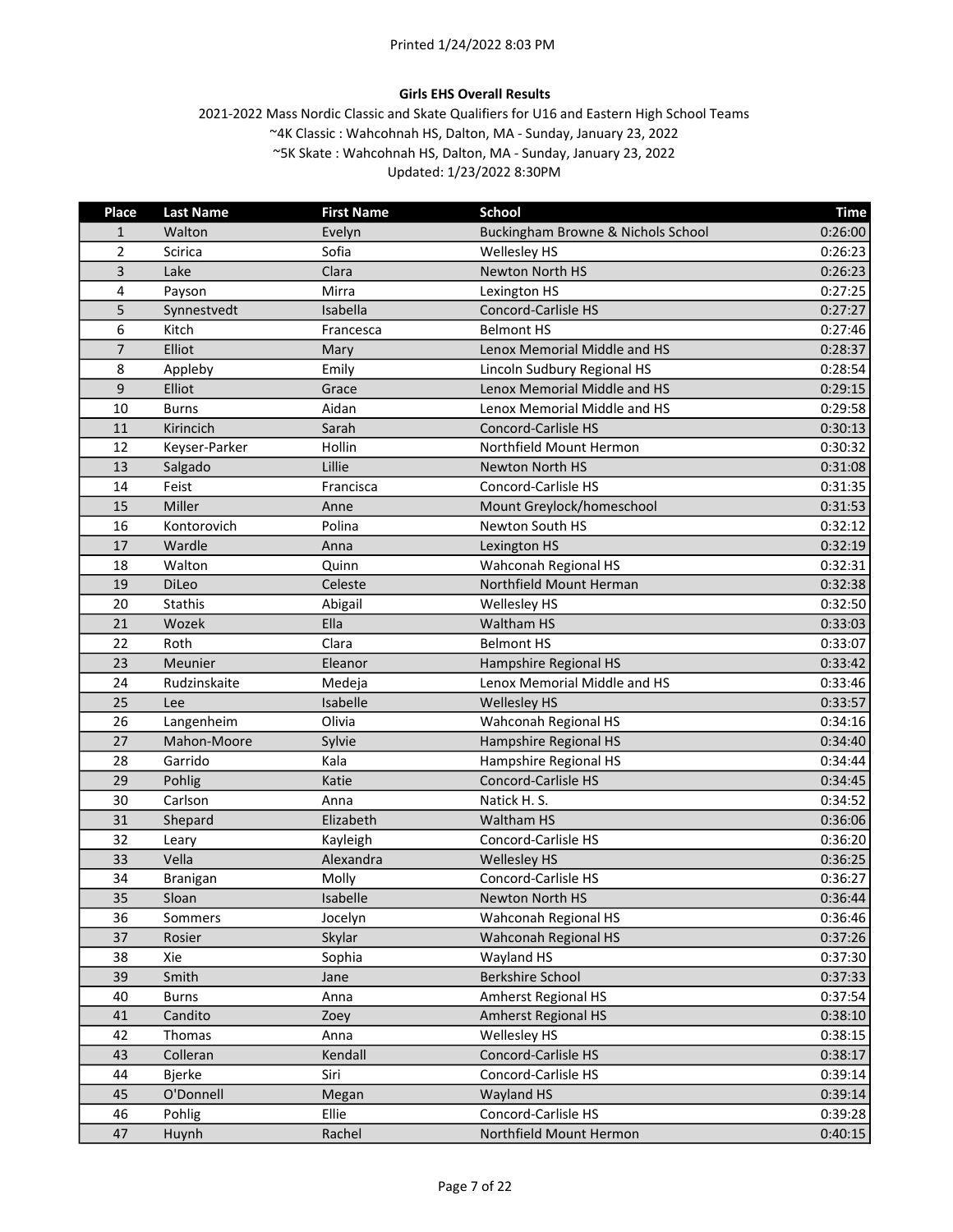Printed 1/24/2022 8:03 PM

**Girls EHS Overall Results**

2021-2022 Mass Nordic Classic and Skate Qualifiers for U16 and Eastern High School Teams
~4K Classic : Wahcohnah HS, Dalton, MA - Sunday, January 23, 2022
~5K Skate : Wahcohnah HS, Dalton, MA - Sunday, January 23, 2022
Updated: 1/23/2022 8:30PM

| Place | Last Name | First Name | School | Time |
|---|---|---|---|---|
| 1 | Walton | Evelyn | Buckingham Browne & Nichols School | 0:26:00 |
| 2 | Scirica | Sofia | Wellesley HS | 0:26:23 |
| 3 | Lake | Clara | Newton North HS | 0:26:23 |
| 4 | Payson | Mirra | Lexington HS | 0:27:25 |
| 5 | Synnestvedt | Isabella | Concord-Carlisle HS | 0:27:27 |
| 6 | Kitch | Francesca | Belmont HS | 0:27:46 |
| 7 | Elliot | Mary | Lenox Memorial Middle and HS | 0:28:37 |
| 8 | Appleby | Emily | Lincoln Sudbury Regional HS | 0:28:54 |
| 9 | Elliot | Grace | Lenox Memorial Middle and HS | 0:29:15 |
| 10 | Burns | Aidan | Lenox Memorial Middle and HS | 0:29:58 |
| 11 | Kirincich | Sarah | Concord-Carlisle HS | 0:30:13 |
| 12 | Keyser-Parker | Hollin | Northfield Mount Hermon | 0:30:32 |
| 13 | Salgado | Lillie | Newton North HS | 0:31:08 |
| 14 | Feist | Francisca | Concord-Carlisle HS | 0:31:35 |
| 15 | Miller | Anne | Mount Greylock/homeschool | 0:31:53 |
| 16 | Kontorovich | Polina | Newton South HS | 0:32:12 |
| 17 | Wardle | Anna | Lexington HS | 0:32:19 |
| 18 | Walton | Quinn | Wahconah Regional HS | 0:32:31 |
| 19 | DiLeo | Celeste | Northfield Mount Herman | 0:32:38 |
| 20 | Stathis | Abigail | Wellesley HS | 0:32:50 |
| 21 | Wozek | Ella | Waltham HS | 0:33:03 |
| 22 | Roth | Clara | Belmont HS | 0:33:07 |
| 23 | Meunier | Eleanor | Hampshire Regional HS | 0:33:42 |
| 24 | Rudzinskaite | Medeja | Lenox Memorial Middle and HS | 0:33:46 |
| 25 | Lee | Isabelle | Wellesley HS | 0:33:57 |
| 26 | Langenheim | Olivia | Wahconah Regional HS | 0:34:16 |
| 27 | Mahon-Moore | Sylvie | Hampshire Regional HS | 0:34:40 |
| 28 | Garrido | Kala | Hampshire Regional HS | 0:34:44 |
| 29 | Pohlig | Katie | Concord-Carlisle HS | 0:34:45 |
| 30 | Carlson | Anna | Natick H. S. | 0:34:52 |
| 31 | Shepard | Elizabeth | Waltham HS | 0:36:06 |
| 32 | Leary | Kayleigh | Concord-Carlisle HS | 0:36:20 |
| 33 | Vella | Alexandra | Wellesley HS | 0:36:25 |
| 34 | Branigan | Molly | Concord-Carlisle HS | 0:36:27 |
| 35 | Sloan | Isabelle | Newton North HS | 0:36:44 |
| 36 | Sommers | Jocelyn | Wahconah Regional HS | 0:36:46 |
| 37 | Rosier | Skylar | Wahconah Regional HS | 0:37:26 |
| 38 | Xie | Sophia | Wayland HS | 0:37:30 |
| 39 | Smith | Jane | Berkshire School | 0:37:33 |
| 40 | Burns | Anna | Amherst Regional HS | 0:37:54 |
| 41 | Candito | Zoey | Amherst Regional HS | 0:38:10 |
| 42 | Thomas | Anna | Wellesley HS | 0:38:15 |
| 43 | Colleran | Kendall | Concord-Carlisle HS | 0:38:17 |
| 44 | Bjerke | Siri | Concord-Carlisle HS | 0:39:14 |
| 45 | O'Donnell | Megan | Wayland HS | 0:39:14 |
| 46 | Pohlig | Ellie | Concord-Carlisle HS | 0:39:28 |
| 47 | Huynh | Rachel | Northfield Mount Hermon | 0:40:15 |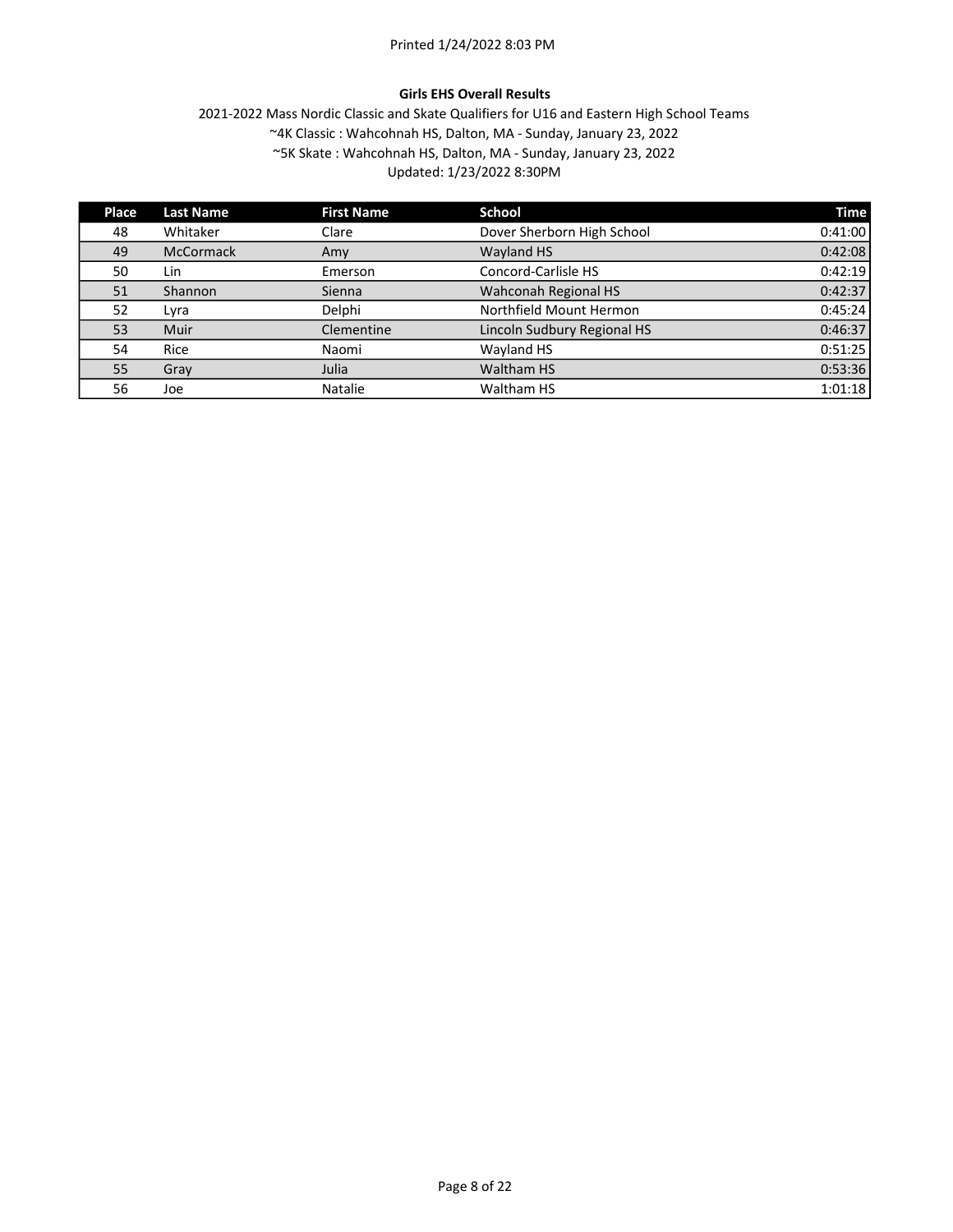Printed 1/24/2022 8:03 PM

**Girls EHS Overall Results**

2021-2022 Mass Nordic Classic and Skate Qualifiers for U16 and Eastern High School Teams
~4K Classic : Wahcohnah HS, Dalton, MA - Sunday, January 23, 2022
~5K Skate : Wahcohnah HS, Dalton, MA - Sunday, January 23, 2022
Updated: 1/23/2022 8:30PM

| Place | Last Name | First Name | School | Time |
|---|---|---|---|---|
| 48 | Whitaker | Clare | Dover Sherborn High School | 0:41:00 |
| 49 | McCormack | Amy | Wayland HS | 0:42:08 |
| 50 | Lin | Emerson | Concord-Carlisle HS | 0:42:19 |
| 51 | Shannon | Sienna | Wahconah Regional HS | 0:42:37 |
| 52 | Lyra | Delphi | Northfield Mount Hermon | 0:45:24 |
| 53 | Muir | Clementine | Lincoln Sudbury Regional HS | 0:46:37 |
| 54 | Rice | Naomi | Wayland HS | 0:51:25 |
| 55 | Gray | Julia | Waltham HS | 0:53:36 |
| 56 | Joe | Natalie | Waltham HS | 1:01:18 |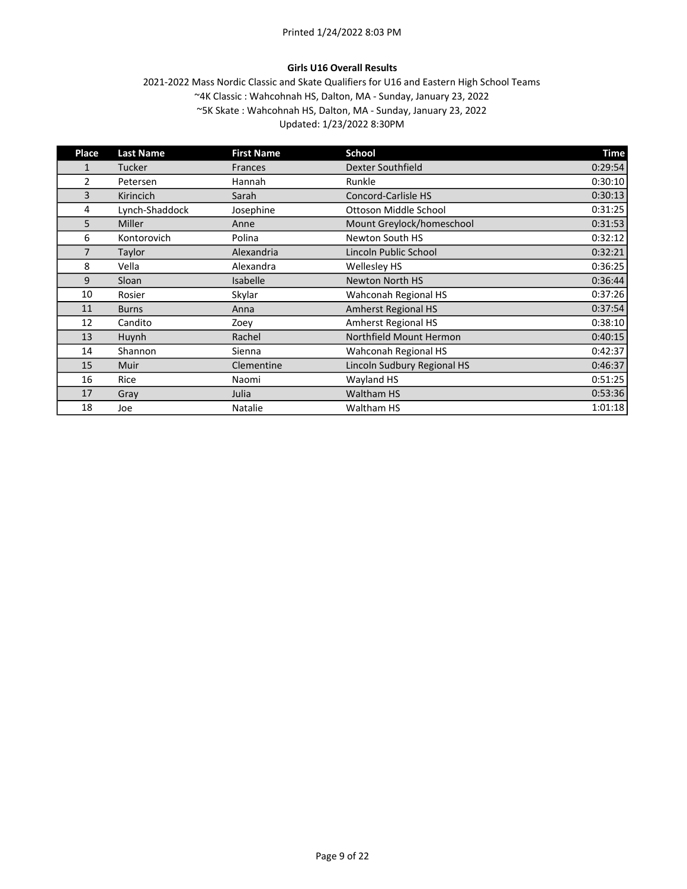Printed 1/24/2022 8:03 PM

**Girls U16 Overall Results**

2021-2022 Mass Nordic Classic and Skate Qualifiers for U16 and Eastern High School Teams

~4K Classic : Wahcohnah HS, Dalton, MA - Sunday, January 23, 2022

~5K Skate : Wahcohnah HS, Dalton, MA - Sunday, January 23, 2022

Updated: 1/23/2022 8:30PM

| Place | Last Name | First Name | School | Time |
|---|---|---|---|---|
| 1 | Tucker | Frances | Dexter Southfield | 0:29:54 |
| 2 | Petersen | Hannah | Runkle | 0:30:10 |
| 3 | Kirincich | Sarah | Concord-Carlisle HS | 0:30:13 |
| 4 | Lynch-Shaddock | Josephine | Ottoson Middle School | 0:31:25 |
| 5 | Miller | Anne | Mount Greylock/homeschool | 0:31:53 |
| 6 | Kontorovich | Polina | Newton South HS | 0:32:12 |
| 7 | Taylor | Alexandria | Lincoln Public School | 0:32:21 |
| 8 | Vella | Alexandra | Wellesley HS | 0:36:25 |
| 9 | Sloan | Isabelle | Newton North HS | 0:36:44 |
| 10 | Rosier | Skylar | Wahconah Regional HS | 0:37:26 |
| 11 | Burns | Anna | Amherst Regional HS | 0:37:54 |
| 12 | Candito | Zoey | Amherst Regional HS | 0:38:10 |
| 13 | Huynh | Rachel | Northfield Mount Hermon | 0:40:15 |
| 14 | Shannon | Sienna | Wahconah Regional HS | 0:42:37 |
| 15 | Muir | Clementine | Lincoln Sudbury Regional HS | 0:46:37 |
| 16 | Rice | Naomi | Wayland HS | 0:51:25 |
| 17 | Gray | Julia | Waltham HS | 0:53:36 |
| 18 | Joe | Natalie | Waltham HS | 1:01:18 |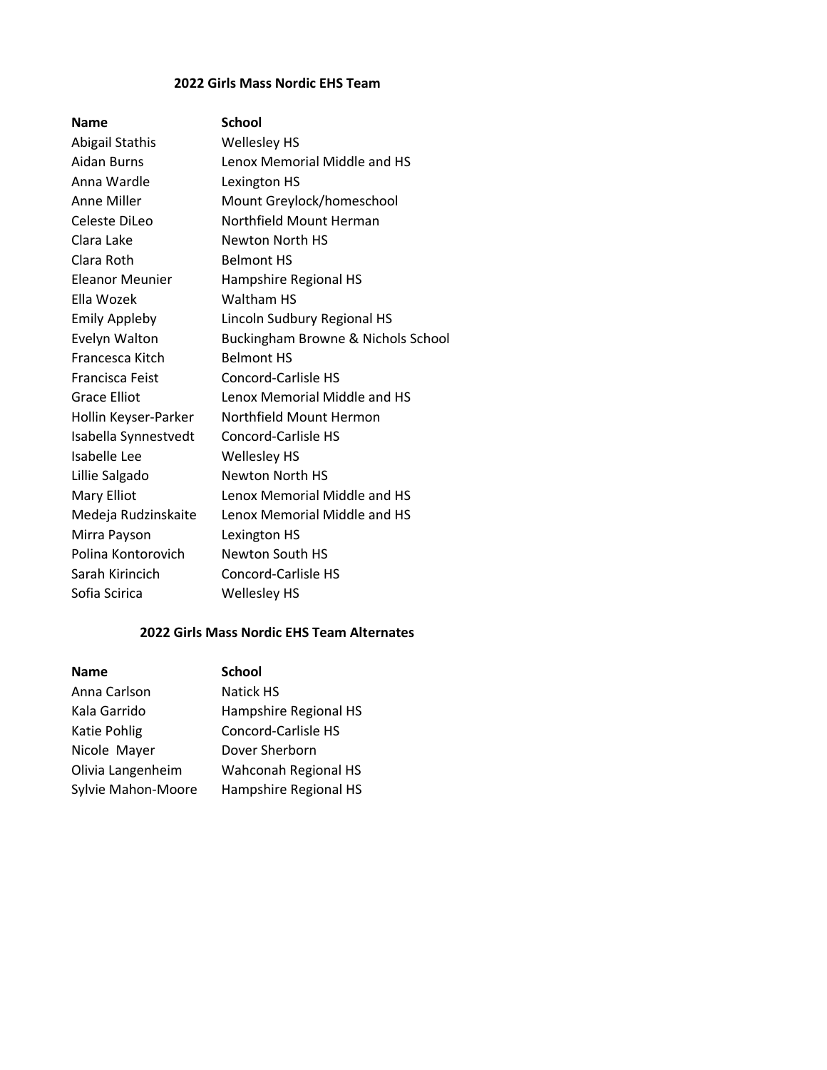## 2022 Girls Mass Nordic EHS Team

| Name | School |
|---|---|
| Abigail Stathis | Wellesley HS |
| Aidan Burns | Lenox Memorial Middle and HS |
| Anna Wardle | Lexington HS |
| Anne Miller | Mount Greylock/homeschool |
| Celeste DiLeo | Northfield Mount Herman |
| Clara Lake | Newton North HS |
| Clara Roth | Belmont HS |
| Eleanor Meunier | Hampshire Regional HS |
| Ella Wozek | Waltham HS |
| Emily Appleby | Lincoln Sudbury Regional HS |
| Evelyn Walton | Buckingham Browne & Nichols School |
| Francesca Kitch | Belmont HS |
| Francisca Feist | Concord-Carlisle HS |
| Grace Elliot | Lenox Memorial Middle and HS |
| Hollin Keyser-Parker | Northfield Mount Hermon |
| Isabella Synnestvedt | Concord-Carlisle HS |
| Isabelle Lee | Wellesley HS |
| Lillie Salgado | Newton North HS |
| Mary Elliot | Lenox Memorial Middle and HS |
| Medeja Rudzinskaite | Lenox Memorial Middle and HS |
| Mirra Payson | Lexington HS |
| Polina Kontorovich | Newton South HS |
| Sarah Kirincich | Concord-Carlisle HS |
| Sofia Scirica | Wellesley HS |

## 2022 Girls Mass Nordic EHS Team Alternates

| Name | School |
|---|---|
| Anna Carlson | Natick HS |
| Kala Garrido | Hampshire Regional HS |
| Katie Pohlig | Concord-Carlisle HS |
| Nicole Mayer | Dover Sherborn |
| Olivia Langenheim | Wahconah Regional HS |
| Sylvie Mahon-Moore | Hampshire Regional HS |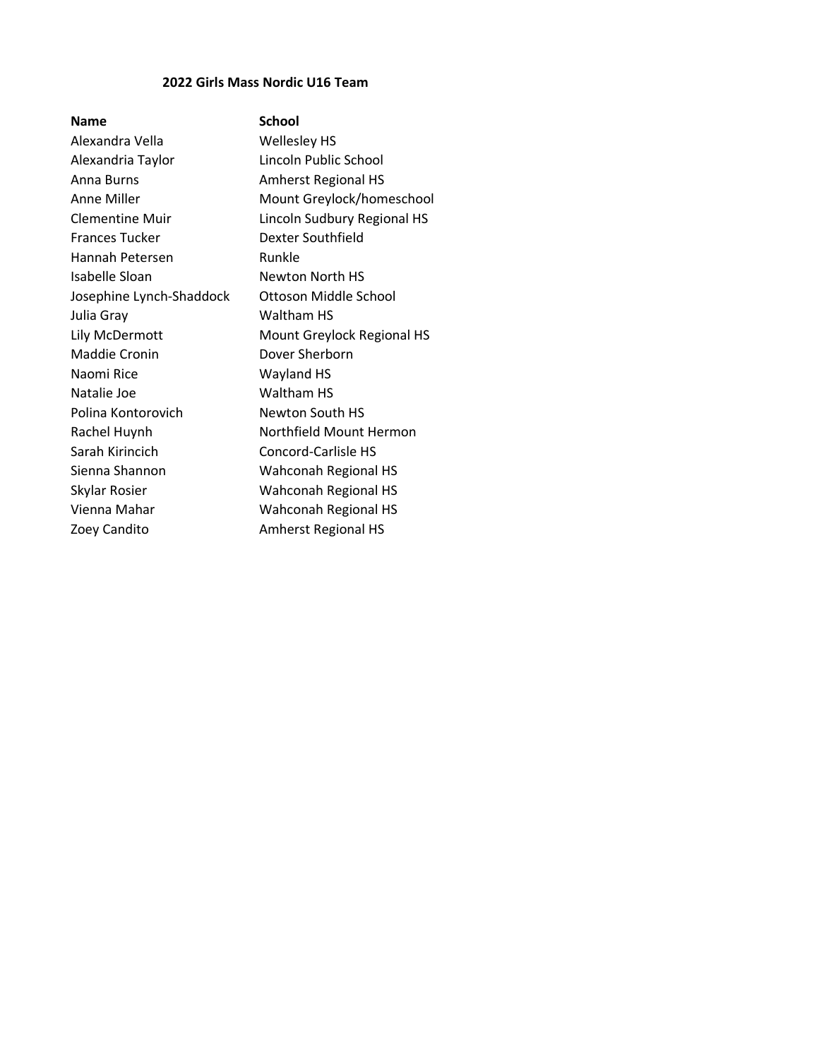### 2022 Girls Mass Nordic U16 Team

| Name | School |
|---|---|
| Alexandra Vella | Wellesley HS |
| Alexandria Taylor | Lincoln Public School |
| Anna Burns | Amherst Regional HS |
| Anne Miller | Mount Greylock/homeschool |
| Clementine Muir | Lincoln Sudbury Regional HS |
| Frances Tucker | Dexter Southfield |
| Hannah Petersen | Runkle |
| Isabelle Sloan | Newton North HS |
| Josephine Lynch-Shaddock | Ottoson Middle School |
| Julia Gray | Waltham HS |
| Lily McDermott | Mount Greylock Regional HS |
| Maddie Cronin | Dover Sherborn |
| Naomi Rice | Wayland HS |
| Natalie Joe | Waltham HS |
| Polina Kontorovich | Newton South HS |
| Rachel Huynh | Northfield Mount Hermon |
| Sarah Kirincich | Concord-Carlisle HS |
| Sienna Shannon | Wahconah Regional HS |
| Skylar Rosier | Wahconah Regional HS |
| Vienna Mahar | Wahconah Regional HS |
| Zoey Candito | Amherst Regional HS |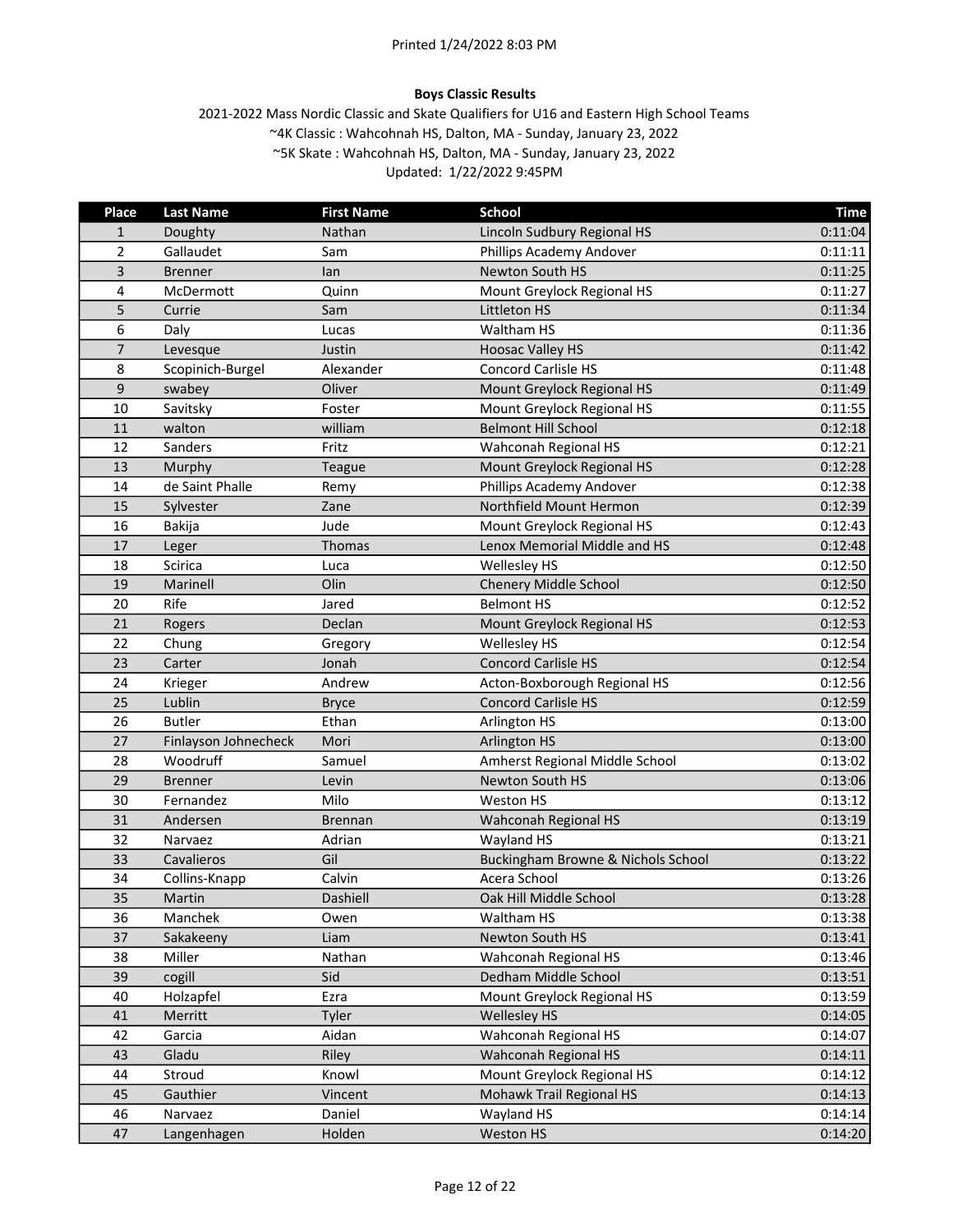Printed 1/24/2022 8:03 PM

**Boys Classic Results**

2021-2022 Mass Nordic Classic and Skate Qualifiers for U16 and Eastern High School Teams
~4K Classic : Wahcohnah HS, Dalton, MA - Sunday, January 23, 2022
~5K Skate : Wahcohnah HS, Dalton, MA - Sunday, January 23, 2022
Updated: 1/22/2022 9:45PM

| Place | Last Name | First Name | School | Time |
|---|---|---|---|---|
| 1 | Doughty | Nathan | Lincoln Sudbury Regional HS | 0:11:04 |
| 2 | Gallaudet | Sam | Phillips Academy Andover | 0:11:11 |
| 3 | Brenner | Ian | Newton South HS | 0:11:25 |
| 4 | McDermott | Quinn | Mount Greylock Regional HS | 0:11:27 |
| 5 | Currie | Sam | Littleton HS | 0:11:34 |
| 6 | Daly | Lucas | Waltham HS | 0:11:36 |
| 7 | Levesque | Justin | Hoosac Valley HS | 0:11:42 |
| 8 | Scopinich-Burgel | Alexander | Concord Carlisle HS | 0:11:48 |
| 9 | swabey | Oliver | Mount Greylock Regional HS | 0:11:49 |
| 10 | Savitsky | Foster | Mount Greylock Regional HS | 0:11:55 |
| 11 | walton | william | Belmont Hill School | 0:12:18 |
| 12 | Sanders | Fritz | Wahconah Regional HS | 0:12:21 |
| 13 | Murphy | Teague | Mount Greylock Regional HS | 0:12:28 |
| 14 | de Saint Phalle | Remy | Phillips Academy Andover | 0:12:38 |
| 15 | Sylvester | Zane | Northfield Mount Hermon | 0:12:39 |
| 16 | Bakija | Jude | Mount Greylock Regional HS | 0:12:43 |
| 17 | Leger | Thomas | Lenox Memorial Middle and HS | 0:12:48 |
| 18 | Scirica | Luca | Wellesley HS | 0:12:50 |
| 19 | Marinell | Olin | Chenery Middle School | 0:12:50 |
| 20 | Rife | Jared | Belmont HS | 0:12:52 |
| 21 | Rogers | Declan | Mount Greylock Regional HS | 0:12:53 |
| 22 | Chung | Gregory | Wellesley HS | 0:12:54 |
| 23 | Carter | Jonah | Concord Carlisle HS | 0:12:54 |
| 24 | Krieger | Andrew | Acton-Boxborough Regional HS | 0:12:56 |
| 25 | Lublin | Bryce | Concord Carlisle HS | 0:12:59 |
| 26 | Butler | Ethan | Arlington HS | 0:13:00 |
| 27 | Finlayson Johnecheck | Mori | Arlington HS | 0:13:00 |
| 28 | Woodruff | Samuel | Amherst Regional Middle School | 0:13:02 |
| 29 | Brenner | Levin | Newton South HS | 0:13:06 |
| 30 | Fernandez | Milo | Weston HS | 0:13:12 |
| 31 | Andersen | Brennan | Wahconah Regional HS | 0:13:19 |
| 32 | Narvaez | Adrian | Wayland HS | 0:13:21 |
| 33 | Cavalieros | Gil | Buckingham Browne & Nichols School | 0:13:22 |
| 34 | Collins-Knapp | Calvin | Acera School | 0:13:26 |
| 35 | Martin | Dashiell | Oak Hill Middle School | 0:13:28 |
| 36 | Manchek | Owen | Waltham HS | 0:13:38 |
| 37 | Sakakeeny | Liam | Newton South HS | 0:13:41 |
| 38 | Miller | Nathan | Wahconah Regional HS | 0:13:46 |
| 39 | cogill | Sid | Dedham Middle School | 0:13:51 |
| 40 | Holzapfel | Ezra | Mount Greylock Regional HS | 0:13:59 |
| 41 | Merritt | Tyler | Wellesley HS | 0:14:05 |
| 42 | Garcia | Aidan | Wahconah Regional HS | 0:14:07 |
| 43 | Gladu | Riley | Wahconah Regional HS | 0:14:11 |
| 44 | Stroud | Knowl | Mount Greylock Regional HS | 0:14:12 |
| 45 | Gauthier | Vincent | Mohawk Trail Regional HS | 0:14:13 |
| 46 | Narvaez | Daniel | Wayland HS | 0:14:14 |
| 47 | Langenhagen | Holden | Weston HS | 0:14:20 |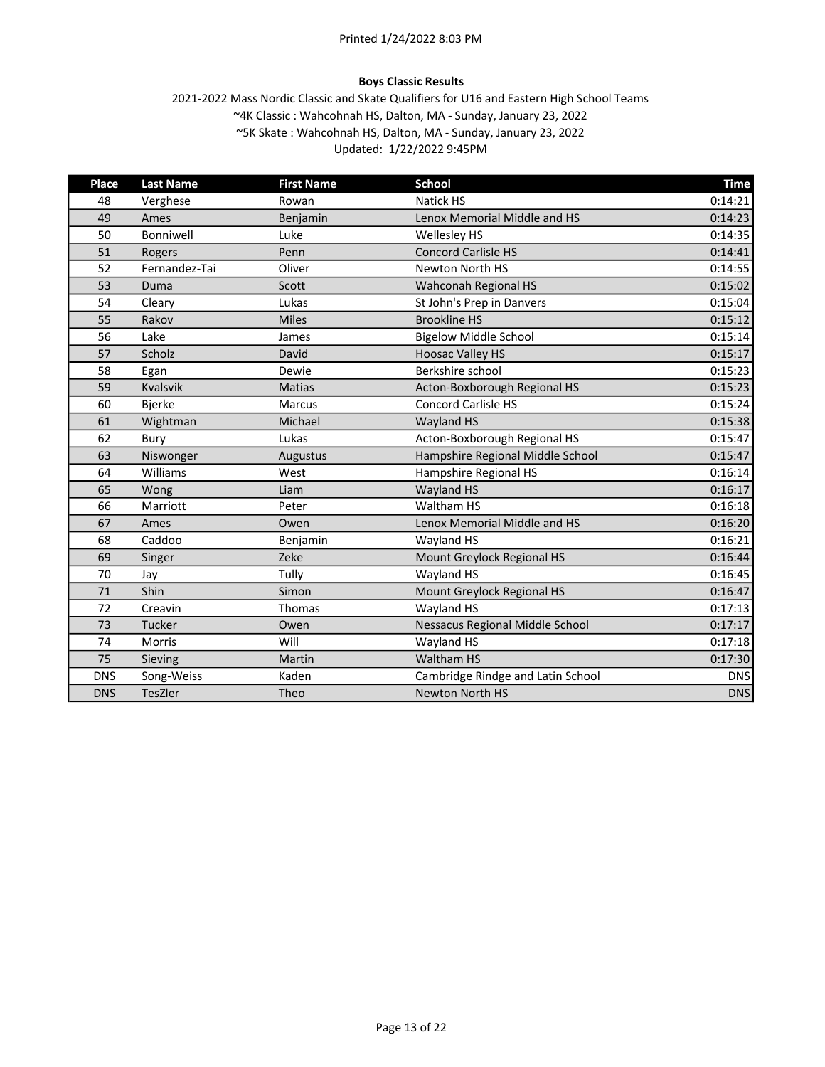**Boys Classic Results**

2021-2022 Mass Nordic Classic and Skate Qualifiers for U16 and Eastern High School Teams
~4K Classic : Wahcohnah HS, Dalton, MA - Sunday, January 23, 2022
~5K Skate : Wahcohnah HS, Dalton, MA - Sunday, January 23, 2022
Updated: 1/22/2022 9:45PM

| Place | Last Name | First Name | School | Time |
|---|---|---|---|---|
| 48 | Verghese | Rowan | Natick HS | 0:14:21 |
| 49 | Ames | Benjamin | Lenox Memorial Middle and HS | 0:14:23 |
| 50 | Bonniwell | Luke | Wellesley HS | 0:14:35 |
| 51 | Rogers | Penn | Concord Carlisle HS | 0:14:41 |
| 52 | Fernandez-Tai | Oliver | Newton North HS | 0:14:55 |
| 53 | Duma | Scott | Wahconah Regional HS | 0:15:02 |
| 54 | Cleary | Lukas | St John's Prep in Danvers | 0:15:04 |
| 55 | Rakov | Miles | Brookline HS | 0:15:12 |
| 56 | Lake | James | Bigelow Middle School | 0:15:14 |
| 57 | Scholz | David | Hoosac Valley HS | 0:15:17 |
| 58 | Egan | Dewie | Berkshire school | 0:15:23 |
| 59 | Kvalsvik | Matias | Acton-Boxborough Regional HS | 0:15:23 |
| 60 | Bjerke | Marcus | Concord Carlisle HS | 0:15:24 |
| 61 | Wightman | Michael | Wayland HS | 0:15:38 |
| 62 | Bury | Lukas | Acton-Boxborough Regional HS | 0:15:47 |
| 63 | Niswonger | Augustus | Hampshire Regional Middle School | 0:15:47 |
| 64 | Williams | West | Hampshire Regional HS | 0:16:14 |
| 65 | Wong | Liam | Wayland HS | 0:16:17 |
| 66 | Marriott | Peter | Waltham HS | 0:16:18 |
| 67 | Ames | Owen | Lenox Memorial Middle and HS | 0:16:20 |
| 68 | Caddoo | Benjamin | Wayland HS | 0:16:21 |
| 69 | Singer | Zeke | Mount Greylock Regional HS | 0:16:44 |
| 70 | Jay | Tully | Wayland HS | 0:16:45 |
| 71 | Shin | Simon | Mount Greylock Regional HS | 0:16:47 |
| 72 | Creavin | Thomas | Wayland HS | 0:17:13 |
| 73 | Tucker | Owen | Nessacus Regional Middle School | 0:17:17 |
| 74 | Morris | Will | Wayland HS | 0:17:18 |
| 75 | Sieving | Martin | Waltham HS | 0:17:30 |
| DNS | Song-Weiss | Kaden | Cambridge Rindge and Latin School | DNS |
| DNS | TesZler | Theo | Newton North HS | DNS |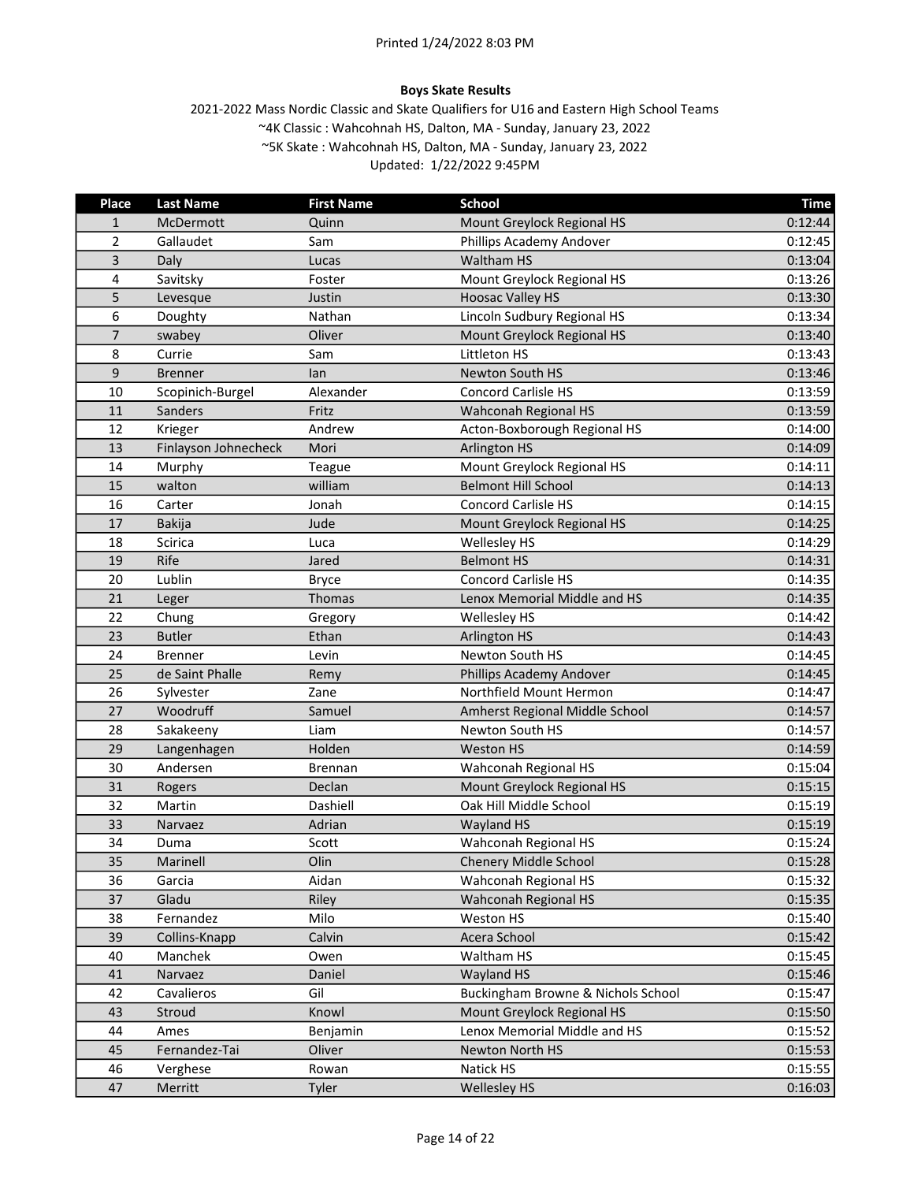Printed 1/24/2022 8:03 PM

**Boys Skate Results**

2021-2022 Mass Nordic Classic and Skate Qualifiers for U16 and Eastern High School Teams
~4K Classic : Wahcohnah HS, Dalton, MA - Sunday, January 23, 2022
~5K Skate : Wahcohnah HS, Dalton, MA - Sunday, January 23, 2022
Updated: 1/22/2022 9:45PM

| Place | Last Name | First Name | School | Time |
|---|---|---|---|---|
| 1 | McDermott | Quinn | Mount Greylock Regional HS | 0:12:44 |
| 2 | Gallaudet | Sam | Phillips Academy Andover | 0:12:45 |
| 3 | Daly | Lucas | Waltham HS | 0:13:04 |
| 4 | Savitsky | Foster | Mount Greylock Regional HS | 0:13:26 |
| 5 | Levesque | Justin | Hoosac Valley HS | 0:13:30 |
| 6 | Doughty | Nathan | Lincoln Sudbury Regional HS | 0:13:34 |
| 7 | swabey | Oliver | Mount Greylock Regional HS | 0:13:40 |
| 8 | Currie | Sam | Littleton HS | 0:13:43 |
| 9 | Brenner | Ian | Newton South HS | 0:13:46 |
| 10 | Scopinich-Burgel | Alexander | Concord Carlisle HS | 0:13:59 |
| 11 | Sanders | Fritz | Wahconah Regional HS | 0:13:59 |
| 12 | Krieger | Andrew | Acton-Boxborough Regional HS | 0:14:00 |
| 13 | Finlayson Johnecheck | Mori | Arlington HS | 0:14:09 |
| 14 | Murphy | Teague | Mount Greylock Regional HS | 0:14:11 |
| 15 | walton | william | Belmont Hill School | 0:14:13 |
| 16 | Carter | Jonah | Concord Carlisle HS | 0:14:15 |
| 17 | Bakija | Jude | Mount Greylock Regional HS | 0:14:25 |
| 18 | Scirica | Luca | Wellesley HS | 0:14:29 |
| 19 | Rife | Jared | Belmont HS | 0:14:31 |
| 20 | Lublin | Bryce | Concord Carlisle HS | 0:14:35 |
| 21 | Leger | Thomas | Lenox Memorial Middle and HS | 0:14:35 |
| 22 | Chung | Gregory | Wellesley HS | 0:14:42 |
| 23 | Butler | Ethan | Arlington HS | 0:14:43 |
| 24 | Brenner | Levin | Newton South HS | 0:14:45 |
| 25 | de Saint Phalle | Remy | Phillips Academy Andover | 0:14:45 |
| 26 | Sylvester | Zane | Northfield Mount Hermon | 0:14:47 |
| 27 | Woodruff | Samuel | Amherst Regional Middle School | 0:14:57 |
| 28 | Sakakeeny | Liam | Newton South HS | 0:14:57 |
| 29 | Langenhagen | Holden | Weston HS | 0:14:59 |
| 30 | Andersen | Brennan | Wahconah Regional HS | 0:15:04 |
| 31 | Rogers | Declan | Mount Greylock Regional HS | 0:15:15 |
| 32 | Martin | Dashiell | Oak Hill Middle School | 0:15:19 |
| 33 | Narvaez | Adrian | Wayland HS | 0:15:19 |
| 34 | Duma | Scott | Wahconah Regional HS | 0:15:24 |
| 35 | Marinell | Olin | Chenery Middle School | 0:15:28 |
| 36 | Garcia | Aidan | Wahconah Regional HS | 0:15:32 |
| 37 | Gladu | Riley | Wahconah Regional HS | 0:15:35 |
| 38 | Fernandez | Milo | Weston HS | 0:15:40 |
| 39 | Collins-Knapp | Calvin | Acera School | 0:15:42 |
| 40 | Manchek | Owen | Waltham HS | 0:15:45 |
| 41 | Narvaez | Daniel | Wayland HS | 0:15:46 |
| 42 | Cavalieros | Gil | Buckingham Browne & Nichols School | 0:15:47 |
| 43 | Stroud | Knowl | Mount Greylock Regional HS | 0:15:50 |
| 44 | Ames | Benjamin | Lenox Memorial Middle and HS | 0:15:52 |
| 45 | Fernandez-Tai | Oliver | Newton North HS | 0:15:53 |
| 46 | Verghese | Rowan | Natick HS | 0:15:55 |
| 47 | Merritt | Tyler | Wellesley HS | 0:16:03 |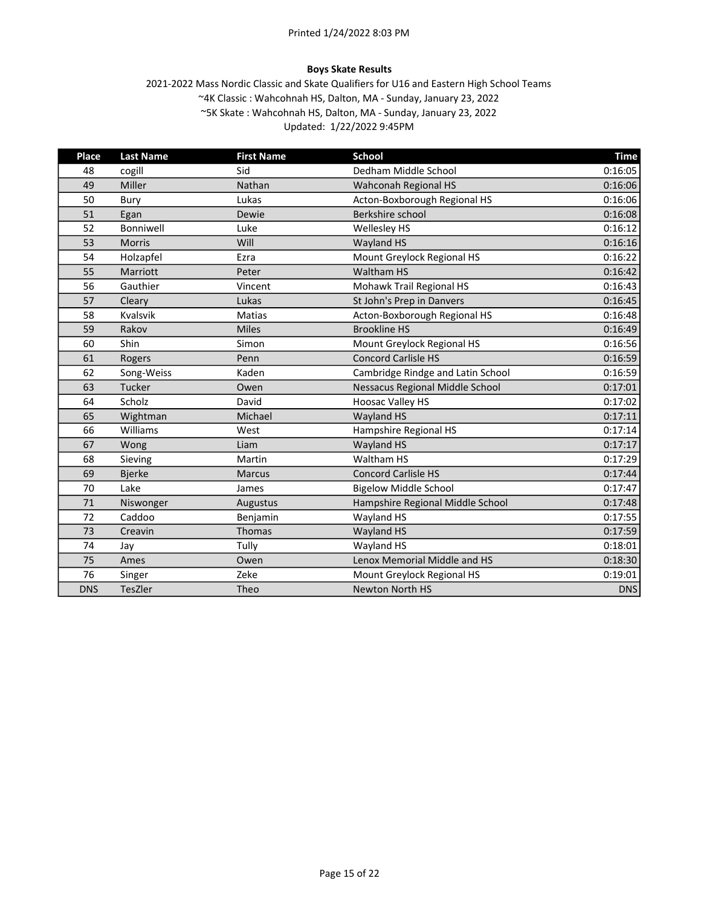Printed 1/24/2022 8:03 PM

**Boys Skate Results**

2021-2022 Mass Nordic Classic and Skate Qualifiers for U16 and Eastern High School Teams
~4K Classic : Wahcohnah HS, Dalton, MA - Sunday, January 23, 2022
~5K Skate : Wahcohnah HS, Dalton, MA - Sunday, January 23, 2022
Updated: 1/22/2022 9:45PM

| Place | Last Name | First Name | School | Time |
|---|---|---|---|---|
| 48 | cogill | Sid | Dedham Middle School | 0:16:05 |
| 49 | Miller | Nathan | Wahconah Regional HS | 0:16:06 |
| 50 | Bury | Lukas | Acton-Boxborough Regional HS | 0:16:06 |
| 51 | Egan | Dewie | Berkshire school | 0:16:08 |
| 52 | Bonniwell | Luke | Wellesley HS | 0:16:12 |
| 53 | Morris | Will | Wayland HS | 0:16:16 |
| 54 | Holzapfel | Ezra | Mount Greylock Regional HS | 0:16:22 |
| 55 | Marriott | Peter | Waltham HS | 0:16:42 |
| 56 | Gauthier | Vincent | Mohawk Trail Regional HS | 0:16:43 |
| 57 | Cleary | Lukas | St John's Prep in Danvers | 0:16:45 |
| 58 | Kvalsvik | Matias | Acton-Boxborough Regional HS | 0:16:48 |
| 59 | Rakov | Miles | Brookline HS | 0:16:49 |
| 60 | Shin | Simon | Mount Greylock Regional HS | 0:16:56 |
| 61 | Rogers | Penn | Concord Carlisle HS | 0:16:59 |
| 62 | Song-Weiss | Kaden | Cambridge Rindge and Latin School | 0:16:59 |
| 63 | Tucker | Owen | Nessacus Regional Middle School | 0:17:01 |
| 64 | Scholz | David | Hoosac Valley HS | 0:17:02 |
| 65 | Wightman | Michael | Wayland HS | 0:17:11 |
| 66 | Williams | West | Hampshire Regional HS | 0:17:14 |
| 67 | Wong | Liam | Wayland HS | 0:17:17 |
| 68 | Sieving | Martin | Waltham HS | 0:17:29 |
| 69 | Bjerke | Marcus | Concord Carlisle HS | 0:17:44 |
| 70 | Lake | James | Bigelow Middle School | 0:17:47 |
| 71 | Niswonger | Augustus | Hampshire Regional Middle School | 0:17:48 |
| 72 | Caddoo | Benjamin | Wayland HS | 0:17:55 |
| 73 | Creavin | Thomas | Wayland HS | 0:17:59 |
| 74 | Jay | Tully | Wayland HS | 0:18:01 |
| 75 | Ames | Owen | Lenox Memorial Middle and HS | 0:18:30 |
| 76 | Singer | Zeke | Mount Greylock Regional HS | 0:19:01 |
| DNS | TesZler | Theo | Newton North HS | DNS |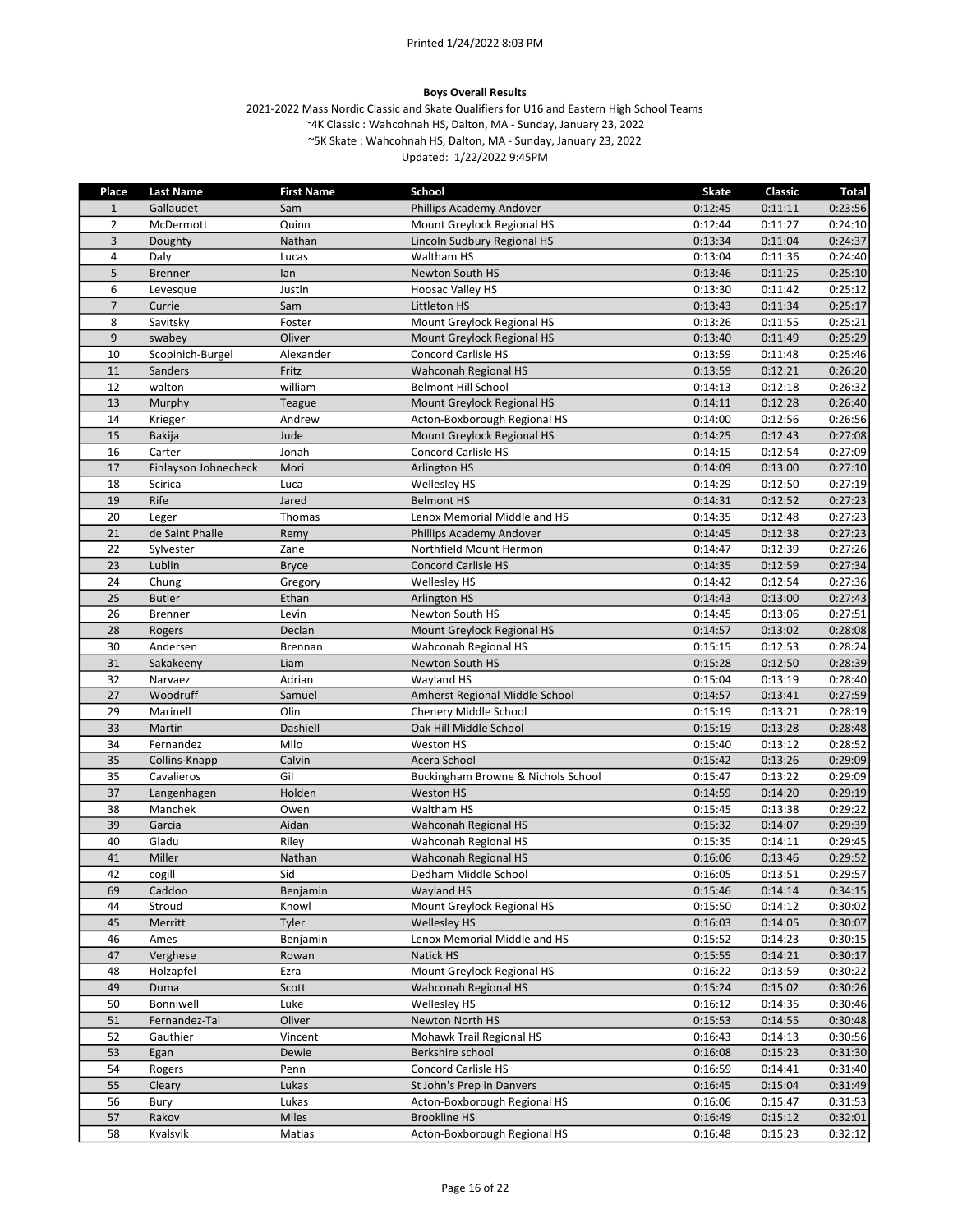Printed 1/24/2022 8:03 PM

**Boys Overall Results**

2021-2022 Mass Nordic Classic and Skate Qualifiers for U16 and Eastern High School Teams
~4K Classic : Wahcohnah HS, Dalton, MA - Sunday, January 23, 2022
~5K Skate : Wahcohnah HS, Dalton, MA - Sunday, January 23, 2022
Updated: 1/22/2022 9:45PM

| Place | Last Name | First Name | School | Skate | Classic | Total |
|---|---|---|---|---|---|---|
| 1 | Gallaudet | Sam | Phillips Academy Andover | 0:12:45 | 0:11:11 | 0:23:56 |
| 2 | McDermott | Quinn | Mount Greylock Regional HS | 0:12:44 | 0:11:27 | 0:24:10 |
| 3 | Doughty | Nathan | Lincoln Sudbury Regional HS | 0:13:34 | 0:11:04 | 0:24:37 |
| 4 | Daly | Lucas | Waltham HS | 0:13:04 | 0:11:36 | 0:24:40 |
| 5 | Brenner | Ian | Newton South HS | 0:13:46 | 0:11:25 | 0:25:10 |
| 6 | Levesque | Justin | Hoosac Valley HS | 0:13:30 | 0:11:42 | 0:25:12 |
| 7 | Currie | Sam | Littleton HS | 0:13:43 | 0:11:34 | 0:25:17 |
| 8 | Savitsky | Foster | Mount Greylock Regional HS | 0:13:26 | 0:11:55 | 0:25:21 |
| 9 | swabey | Oliver | Mount Greylock Regional HS | 0:13:40 | 0:11:49 | 0:25:29 |
| 10 | Scopinich-Burgel | Alexander | Concord Carlisle HS | 0:13:59 | 0:11:48 | 0:25:46 |
| 11 | Sanders | Fritz | Wahconah Regional HS | 0:13:59 | 0:12:21 | 0:26:20 |
| 12 | walton | william | Belmont Hill School | 0:14:13 | 0:12:18 | 0:26:32 |
| 13 | Murphy | Teague | Mount Greylock Regional HS | 0:14:11 | 0:12:28 | 0:26:40 |
| 14 | Krieger | Andrew | Acton-Boxborough Regional HS | 0:14:00 | 0:12:56 | 0:26:56 |
| 15 | Bakija | Jude | Mount Greylock Regional HS | 0:14:25 | 0:12:43 | 0:27:08 |
| 16 | Carter | Jonah | Concord Carlisle HS | 0:14:15 | 0:12:54 | 0:27:09 |
| 17 | Finlayson Johnecheck | Mori | Arlington HS | 0:14:09 | 0:13:00 | 0:27:10 |
| 18 | Scirica | Luca | Wellesley HS | 0:14:29 | 0:12:50 | 0:27:19 |
| 19 | Rife | Jared | Belmont HS | 0:14:31 | 0:12:52 | 0:27:23 |
| 20 | Leger | Thomas | Lenox Memorial Middle and HS | 0:14:35 | 0:12:48 | 0:27:23 |
| 21 | de Saint Phalle | Remy | Phillips Academy Andover | 0:14:45 | 0:12:38 | 0:27:23 |
| 22 | Sylvester | Zane | Northfield Mount Hermon | 0:14:47 | 0:12:39 | 0:27:26 |
| 23 | Lublin | Bryce | Concord Carlisle HS | 0:14:35 | 0:12:59 | 0:27:34 |
| 24 | Chung | Gregory | Wellesley HS | 0:14:42 | 0:12:54 | 0:27:36 |
| 25 | Butler | Ethan | Arlington HS | 0:14:43 | 0:13:00 | 0:27:43 |
| 26 | Brenner | Levin | Newton South HS | 0:14:45 | 0:13:06 | 0:27:51 |
| 28 | Rogers | Declan | Mount Greylock Regional HS | 0:14:57 | 0:13:02 | 0:28:08 |
| 30 | Andersen | Brennan | Wahconah Regional HS | 0:15:15 | 0:12:53 | 0:28:24 |
| 31 | Sakakeeny | Liam | Newton South HS | 0:15:28 | 0:12:50 | 0:28:39 |
| 32 | Narvaez | Adrian | Wayland HS | 0:15:04 | 0:13:19 | 0:28:40 |
| 27 | Woodruff | Samuel | Amherst Regional Middle School | 0:14:57 | 0:13:41 | 0:27:59 |
| 29 | Marinell | Olin | Chenery Middle School | 0:15:19 | 0:13:21 | 0:28:19 |
| 33 | Martin | Dashiell | Oak Hill Middle School | 0:15:19 | 0:13:28 | 0:28:48 |
| 34 | Fernandez | Milo | Weston HS | 0:15:40 | 0:13:12 | 0:28:52 |
| 35 | Collins-Knapp | Calvin | Acera School | 0:15:42 | 0:13:26 | 0:29:09 |
| 35 | Cavalieros | Gil | Buckingham Browne & Nichols School | 0:15:47 | 0:13:22 | 0:29:09 |
| 37 | Langenhagen | Holden | Weston HS | 0:14:59 | 0:14:20 | 0:29:19 |
| 38 | Manchek | Owen | Waltham HS | 0:15:45 | 0:13:38 | 0:29:22 |
| 39 | Garcia | Aidan | Wahconah Regional HS | 0:15:32 | 0:14:07 | 0:29:39 |
| 40 | Gladu | Riley | Wahconah Regional HS | 0:15:35 | 0:14:11 | 0:29:45 |
| 41 | Miller | Nathan | Wahconah Regional HS | 0:16:06 | 0:13:46 | 0:29:52 |
| 42 | cogill | Sid | Dedham Middle School | 0:16:05 | 0:13:51 | 0:29:57 |
| 69 | Caddoo | Benjamin | Wayland HS | 0:15:46 | 0:14:14 | 0:34:15 |
| 44 | Stroud | Knowl | Mount Greylock Regional HS | 0:15:50 | 0:14:12 | 0:30:02 |
| 45 | Merritt | Tyler | Wellesley HS | 0:16:03 | 0:14:05 | 0:30:07 |
| 46 | Ames | Benjamin | Lenox Memorial Middle and HS | 0:15:52 | 0:14:23 | 0:30:15 |
| 47 | Verghese | Rowan | Natick HS | 0:15:55 | 0:14:21 | 0:30:17 |
| 48 | Holzapfel | Ezra | Mount Greylock Regional HS | 0:16:22 | 0:13:59 | 0:30:22 |
| 49 | Duma | Scott | Wahconah Regional HS | 0:15:24 | 0:15:02 | 0:30:26 |
| 50 | Bonniwell | Luke | Wellesley HS | 0:16:12 | 0:14:35 | 0:30:46 |
| 51 | Fernandez-Tai | Oliver | Newton North HS | 0:15:53 | 0:14:55 | 0:30:48 |
| 52 | Gauthier | Vincent | Mohawk Trail Regional HS | 0:16:43 | 0:14:13 | 0:30:56 |
| 53 | Egan | Dewie | Berkshire school | 0:16:08 | 0:15:23 | 0:31:30 |
| 54 | Rogers | Penn | Concord Carlisle HS | 0:16:59 | 0:14:41 | 0:31:40 |
| 55 | Cleary | Lukas | St John's Prep in Danvers | 0:16:45 | 0:15:04 | 0:31:49 |
| 56 | Bury | Lukas | Acton-Boxborough Regional HS | 0:16:06 | 0:15:47 | 0:31:53 |
| 57 | Rakov | Miles | Brookline HS | 0:16:49 | 0:15:12 | 0:32:01 |
| 58 | Kvalsvik | Matias | Acton-Boxborough Regional HS | 0:16:48 | 0:15:23 | 0:32:12 |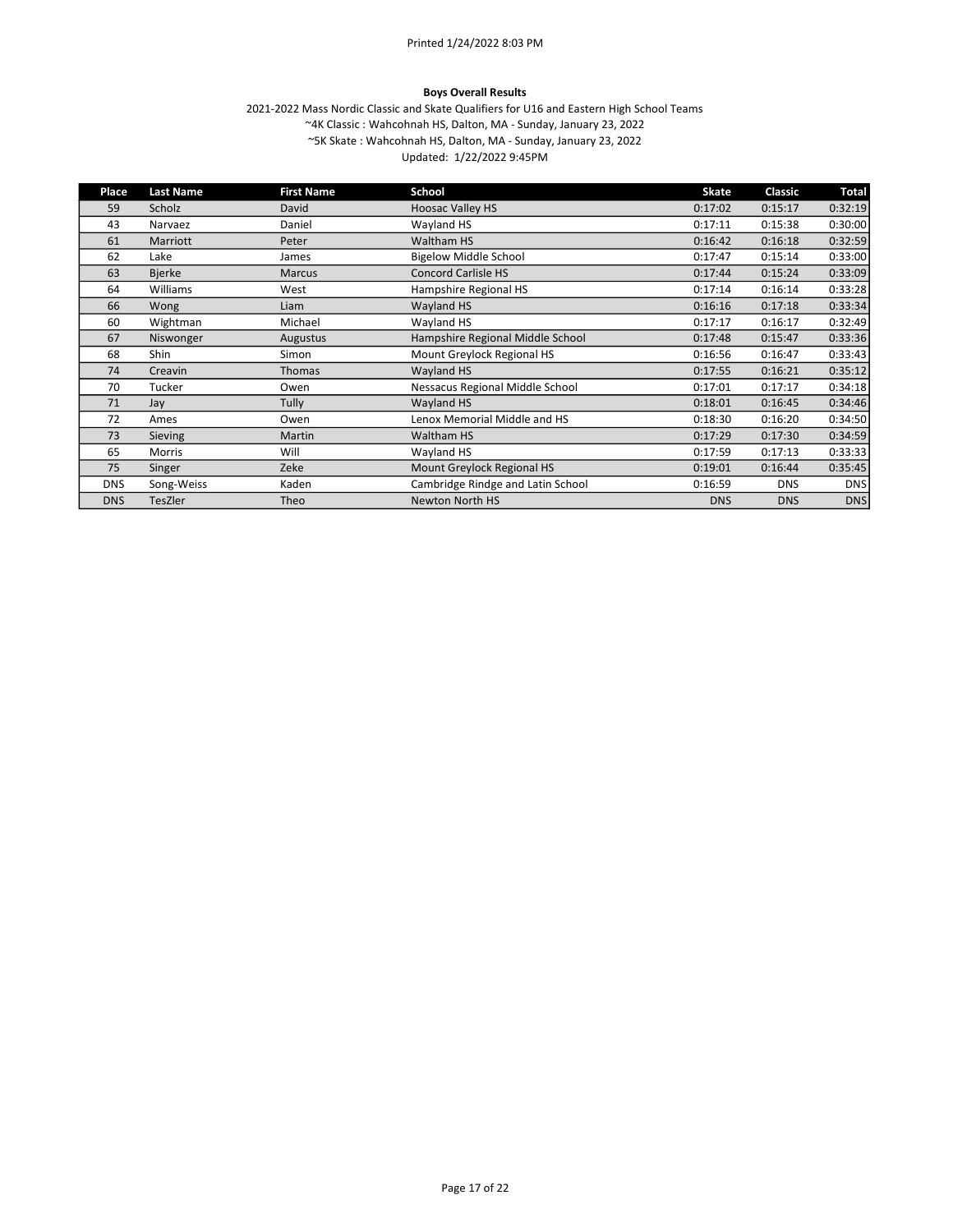Printed 1/24/2022 8:03 PM

**Boys Overall Results**

2021-2022 Mass Nordic Classic and Skate Qualifiers for U16 and Eastern High School Teams
~4K Classic : Wahcohnah HS, Dalton, MA - Sunday, January 23, 2022
~5K Skate : Wahcohnah HS, Dalton, MA - Sunday, January 23, 2022
Updated: 1/22/2022 9:45PM

| Place | Last Name | First Name | School | Skate | Classic | Total |
|---|---|---|---|---|---|---|
| 59 | Scholz | David | Hoosac Valley HS | 0:17:02 | 0:15:17 | 0:32:19 |
| 43 | Narvaez | Daniel | Wayland HS | 0:17:11 | 0:15:38 | 0:30:00 |
| 61 | Marriott | Peter | Waltham HS | 0:16:42 | 0:16:18 | 0:32:59 |
| 62 | Lake | James | Bigelow Middle School | 0:17:47 | 0:15:14 | 0:33:00 |
| 63 | Bjerke | Marcus | Concord Carlisle HS | 0:17:44 | 0:15:24 | 0:33:09 |
| 64 | Williams | West | Hampshire Regional HS | 0:17:14 | 0:16:14 | 0:33:28 |
| 66 | Wong | Liam | Wayland HS | 0:16:16 | 0:17:18 | 0:33:34 |
| 60 | Wightman | Michael | Wayland HS | 0:17:17 | 0:16:17 | 0:32:49 |
| 67 | Niswonger | Augustus | Hampshire Regional Middle School | 0:17:48 | 0:15:47 | 0:33:36 |
| 68 | Shin | Simon | Mount Greylock Regional HS | 0:16:56 | 0:16:47 | 0:33:43 |
| 74 | Creavin | Thomas | Wayland HS | 0:17:55 | 0:16:21 | 0:35:12 |
| 70 | Tucker | Owen | Nessacus Regional Middle School | 0:17:01 | 0:17:17 | 0:34:18 |
| 71 | Jay | Tully | Wayland HS | 0:18:01 | 0:16:45 | 0:34:46 |
| 72 | Ames | Owen | Lenox Memorial Middle and HS | 0:18:30 | 0:16:20 | 0:34:50 |
| 73 | Sieving | Martin | Waltham HS | 0:17:29 | 0:17:30 | 0:34:59 |
| 65 | Morris | Will | Wayland HS | 0:17:59 | 0:17:13 | 0:33:33 |
| 75 | Singer | Zeke | Mount Greylock Regional HS | 0:19:01 | 0:16:44 | 0:35:45 |
| DNS | Song-Weiss | Kaden | Cambridge Rindge and Latin School | 0:16:59 | DNS | DNS |
| DNS | TesZler | Theo | Newton North HS | DNS | DNS | DNS |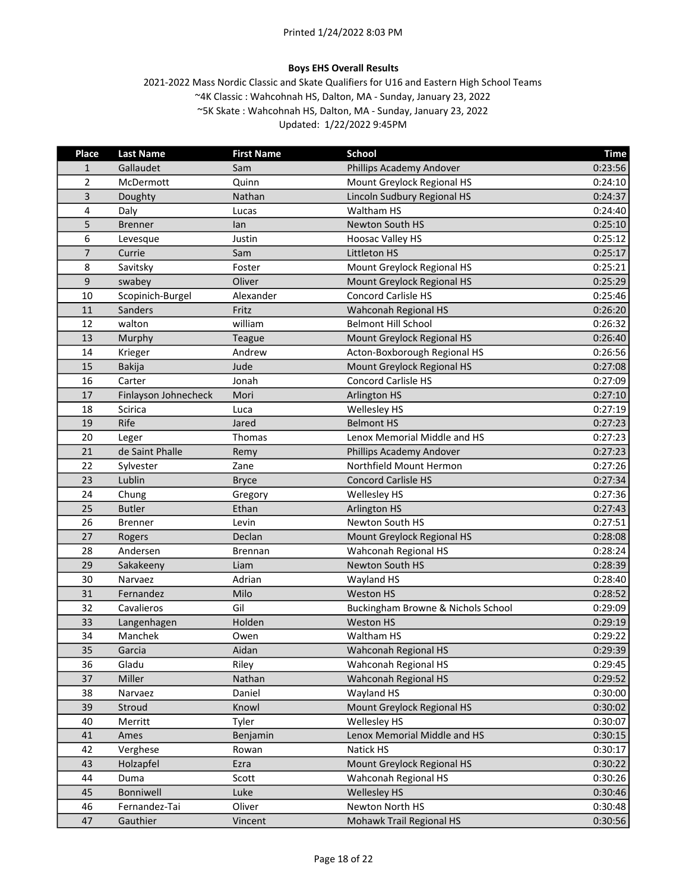**Boys EHS Overall Results**

2021-2022 Mass Nordic Classic and Skate Qualifiers for U16 and Eastern High School Teams

~4K Classic : Wahcohnah HS, Dalton, MA - Sunday, January 23, 2022

~5K Skate : Wahcohnah HS, Dalton, MA - Sunday, January 23, 2022

Updated: 1/22/2022 9:45PM

| Place | Last Name | First Name | School | Time |
|---|---|---|---|---|
| 1 | Gallaudet | Sam | Phillips Academy Andover | 0:23:56 |
| 2 | McDermott | Quinn | Mount Greylock Regional HS | 0:24:10 |
| 3 | Doughty | Nathan | Lincoln Sudbury Regional HS | 0:24:37 |
| 4 | Daly | Lucas | Waltham HS | 0:24:40 |
| 5 | Brenner | Ian | Newton South HS | 0:25:10 |
| 6 | Levesque | Justin | Hoosac Valley HS | 0:25:12 |
| 7 | Currie | Sam | Littleton HS | 0:25:17 |
| 8 | Savitsky | Foster | Mount Greylock Regional HS | 0:25:21 |
| 9 | swabey | Oliver | Mount Greylock Regional HS | 0:25:29 |
| 10 | Scopinich-Burgel | Alexander | Concord Carlisle HS | 0:25:46 |
| 11 | Sanders | Fritz | Wahconah Regional HS | 0:26:20 |
| 12 | walton | william | Belmont Hill School | 0:26:32 |
| 13 | Murphy | Teague | Mount Greylock Regional HS | 0:26:40 |
| 14 | Krieger | Andrew | Acton-Boxborough Regional HS | 0:26:56 |
| 15 | Bakija | Jude | Mount Greylock Regional HS | 0:27:08 |
| 16 | Carter | Jonah | Concord Carlisle HS | 0:27:09 |
| 17 | Finlayson Johnecheck | Mori | Arlington HS | 0:27:10 |
| 18 | Scirica | Luca | Wellesley HS | 0:27:19 |
| 19 | Rife | Jared | Belmont HS | 0:27:23 |
| 20 | Leger | Thomas | Lenox Memorial Middle and HS | 0:27:23 |
| 21 | de Saint Phalle | Remy | Phillips Academy Andover | 0:27:23 |
| 22 | Sylvester | Zane | Northfield Mount Hermon | 0:27:26 |
| 23 | Lublin | Bryce | Concord Carlisle HS | 0:27:34 |
| 24 | Chung | Gregory | Wellesley HS | 0:27:36 |
| 25 | Butler | Ethan | Arlington HS | 0:27:43 |
| 26 | Brenner | Levin | Newton South HS | 0:27:51 |
| 27 | Rogers | Declan | Mount Greylock Regional HS | 0:28:08 |
| 28 | Andersen | Brennan | Wahconah Regional HS | 0:28:24 |
| 29 | Sakakeeny | Liam | Newton South HS | 0:28:39 |
| 30 | Narvaez | Adrian | Wayland HS | 0:28:40 |
| 31 | Fernandez | Milo | Weston HS | 0:28:52 |
| 32 | Cavalieros | Gil | Buckingham Browne & Nichols School | 0:29:09 |
| 33 | Langenhagen | Holden | Weston HS | 0:29:19 |
| 34 | Manchek | Owen | Waltham HS | 0:29:22 |
| 35 | Garcia | Aidan | Wahconah Regional HS | 0:29:39 |
| 36 | Gladu | Riley | Wahconah Regional HS | 0:29:45 |
| 37 | Miller | Nathan | Wahconah Regional HS | 0:29:52 |
| 38 | Narvaez | Daniel | Wayland HS | 0:30:00 |
| 39 | Stroud | Knowl | Mount Greylock Regional HS | 0:30:02 |
| 40 | Merritt | Tyler | Wellesley HS | 0:30:07 |
| 41 | Ames | Benjamin | Lenox Memorial Middle and HS | 0:30:15 |
| 42 | Verghese | Rowan | Natick HS | 0:30:17 |
| 43 | Holzapfel | Ezra | Mount Greylock Regional HS | 0:30:22 |
| 44 | Duma | Scott | Wahconah Regional HS | 0:30:26 |
| 45 | Bonniwell | Luke | Wellesley HS | 0:30:46 |
| 46 | Fernandez-Tai | Oliver | Newton North HS | 0:30:48 |
| 47 | Gauthier | Vincent | Mohawk Trail Regional HS | 0:30:56 |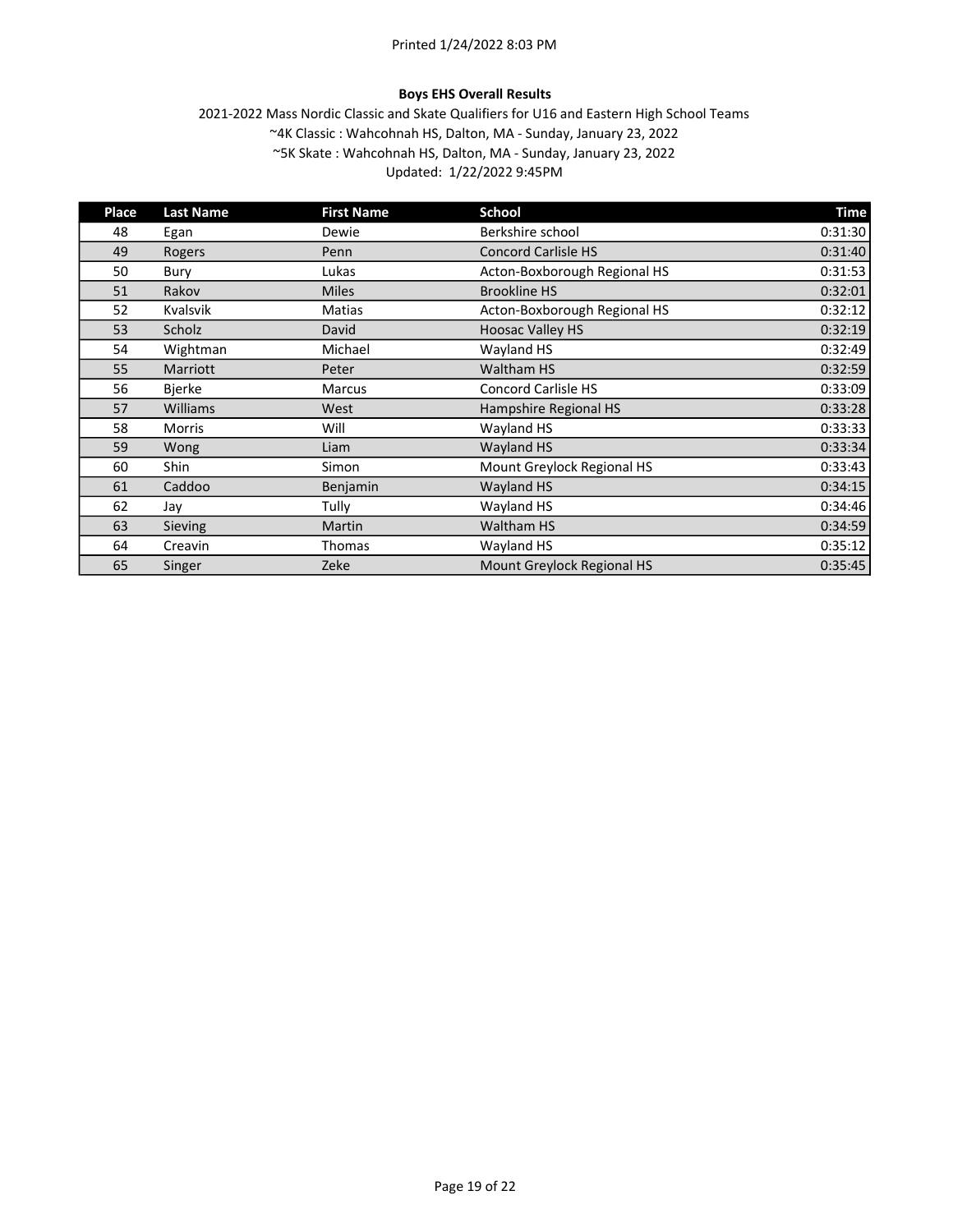**Boys EHS Overall Results**

2021-2022 Mass Nordic Classic and Skate Qualifiers for U16 and Eastern High School Teams
~4K Classic : Wahcohnah HS, Dalton, MA - Sunday, January 23, 2022
~5K Skate : Wahcohnah HS, Dalton, MA - Sunday, January 23, 2022
Updated: 1/22/2022 9:45PM

| Place | Last Name | First Name | School | Time |
|---|---|---|---|---|
| 48 | Egan | Dewie | Berkshire school | 0:31:30 |
| 49 | Rogers | Penn | Concord Carlisle HS | 0:31:40 |
| 50 | Bury | Lukas | Acton-Boxborough Regional HS | 0:31:53 |
| 51 | Rakov | Miles | Brookline HS | 0:32:01 |
| 52 | Kvalsvik | Matias | Acton-Boxborough Regional HS | 0:32:12 |
| 53 | Scholz | David | Hoosac Valley HS | 0:32:19 |
| 54 | Wightman | Michael | Wayland HS | 0:32:49 |
| 55 | Marriott | Peter | Waltham HS | 0:32:59 |
| 56 | Bjerke | Marcus | Concord Carlisle HS | 0:33:09 |
| 57 | Williams | West | Hampshire Regional HS | 0:33:28 |
| 58 | Morris | Will | Wayland HS | 0:33:33 |
| 59 | Wong | Liam | Wayland HS | 0:33:34 |
| 60 | Shin | Simon | Mount Greylock Regional HS | 0:33:43 |
| 61 | Caddoo | Benjamin | Wayland HS | 0:34:15 |
| 62 | Jay | Tully | Wayland HS | 0:34:46 |
| 63 | Sieving | Martin | Waltham HS | 0:34:59 |
| 64 | Creavin | Thomas | Wayland HS | 0:35:12 |
| 65 | Singer | Zeke | Mount Greylock Regional HS | 0:35:45 |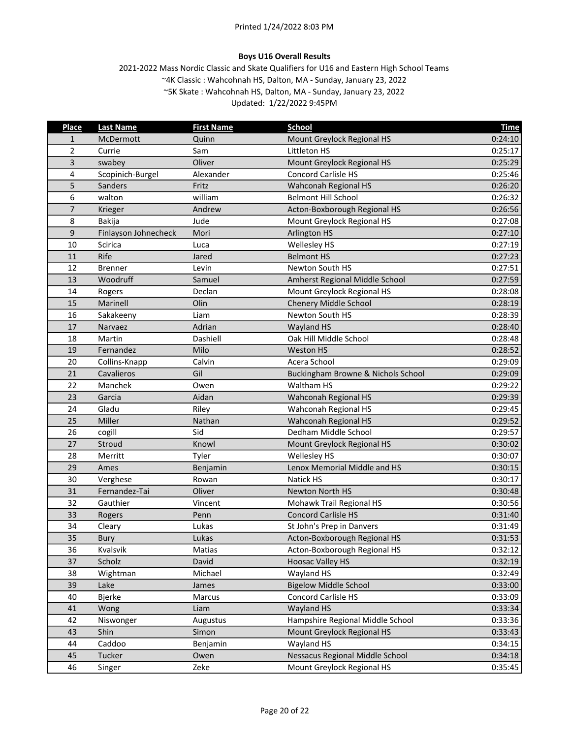Printed 1/24/2022 8:03 PM

**Boys U16 Overall Results**

2021-2022 Mass Nordic Classic and Skate Qualifiers for U16 and Eastern High School Teams
~4K Classic : Wahcohnah HS, Dalton, MA - Sunday, January 23, 2022
~5K Skate : Wahcohnah HS, Dalton, MA - Sunday, January 23, 2022
Updated: 1/22/2022 9:45PM

| Place | Last Name | First Name | School | Time |
|---|---|---|---|---|
| 1 | McDermott | Quinn | Mount Greylock Regional HS | 0:24:10 |
| 2 | Currie | Sam | Littleton HS | 0:25:17 |
| 3 | swabey | Oliver | Mount Greylock Regional HS | 0:25:29 |
| 4 | Scopinich-Burgel | Alexander | Concord Carlisle HS | 0:25:46 |
| 5 | Sanders | Fritz | Wahconah Regional HS | 0:26:20 |
| 6 | walton | william | Belmont Hill School | 0:26:32 |
| 7 | Krieger | Andrew | Acton-Boxborough Regional HS | 0:26:56 |
| 8 | Bakija | Jude | Mount Greylock Regional HS | 0:27:08 |
| 9 | Finlayson Johnecheck | Mori | Arlington HS | 0:27:10 |
| 10 | Scirica | Luca | Wellesley HS | 0:27:19 |
| 11 | Rife | Jared | Belmont HS | 0:27:23 |
| 12 | Brenner | Levin | Newton South HS | 0:27:51 |
| 13 | Woodruff | Samuel | Amherst Regional Middle School | 0:27:59 |
| 14 | Rogers | Declan | Mount Greylock Regional HS | 0:28:08 |
| 15 | Marinell | Olin | Chenery Middle School | 0:28:19 |
| 16 | Sakakeeny | Liam | Newton South HS | 0:28:39 |
| 17 | Narvaez | Adrian | Wayland HS | 0:28:40 |
| 18 | Martin | Dashiell | Oak Hill Middle School | 0:28:48 |
| 19 | Fernandez | Milo | Weston HS | 0:28:52 |
| 20 | Collins-Knapp | Calvin | Acera School | 0:29:09 |
| 21 | Cavalieros | Gil | Buckingham Browne & Nichols School | 0:29:09 |
| 22 | Manchek | Owen | Waltham HS | 0:29:22 |
| 23 | Garcia | Aidan | Wahconah Regional HS | 0:29:39 |
| 24 | Gladu | Riley | Wahconah Regional HS | 0:29:45 |
| 25 | Miller | Nathan | Wahconah Regional HS | 0:29:52 |
| 26 | cogill | Sid | Dedham Middle School | 0:29:57 |
| 27 | Stroud | Knowl | Mount Greylock Regional HS | 0:30:02 |
| 28 | Merritt | Tyler | Wellesley HS | 0:30:07 |
| 29 | Ames | Benjamin | Lenox Memorial Middle and HS | 0:30:15 |
| 30 | Verghese | Rowan | Natick HS | 0:30:17 |
| 31 | Fernandez-Tai | Oliver | Newton North HS | 0:30:48 |
| 32 | Gauthier | Vincent | Mohawk Trail Regional HS | 0:30:56 |
| 33 | Rogers | Penn | Concord Carlisle HS | 0:31:40 |
| 34 | Cleary | Lukas | St John's Prep in Danvers | 0:31:49 |
| 35 | Bury | Lukas | Acton-Boxborough Regional HS | 0:31:53 |
| 36 | Kvalsvik | Matias | Acton-Boxborough Regional HS | 0:32:12 |
| 37 | Scholz | David | Hoosac Valley HS | 0:32:19 |
| 38 | Wightman | Michael | Wayland HS | 0:32:49 |
| 39 | Lake | James | Bigelow Middle School | 0:33:00 |
| 40 | Bjerke | Marcus | Concord Carlisle HS | 0:33:09 |
| 41 | Wong | Liam | Wayland HS | 0:33:34 |
| 42 | Niswonger | Augustus | Hampshire Regional Middle School | 0:33:36 |
| 43 | Shin | Simon | Mount Greylock Regional HS | 0:33:43 |
| 44 | Caddoo | Benjamin | Wayland HS | 0:34:15 |
| 45 | Tucker | Owen | Nessacus Regional Middle School | 0:34:18 |
| 46 | Singer | Zeke | Mount Greylock Regional HS | 0:35:45 |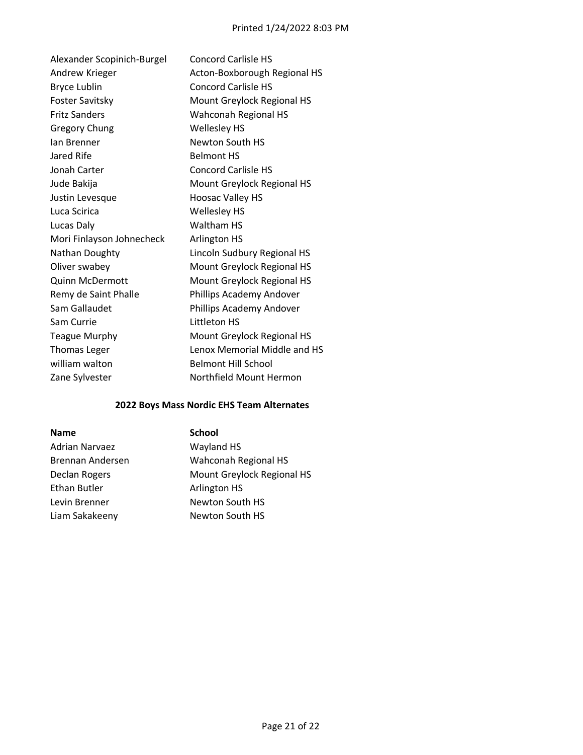| | |
|---|---|
| Alexander Scopinich-Burgel | Concord Carlisle HS |
| Andrew Krieger | Acton-Boxborough Regional HS |
| Bryce Lublin | Concord Carlisle HS |
| Foster Savitsky | Mount Greylock Regional HS |
| Fritz Sanders | Wahconah Regional HS |
| Gregory Chung | Wellesley HS |
| Ian Brenner | Newton South HS |
| Jared Rife | Belmont HS |
| Jonah Carter | Concord Carlisle HS |
| Jude Bakija | Mount Greylock Regional HS |
| Justin Levesque | Hoosac Valley HS |
| Luca Scirica | Wellesley HS |
| Lucas Daly | Waltham HS |
| Mori Finlayson Johnecheck | Arlington HS |
| Nathan Doughty | Lincoln Sudbury Regional HS |
| Oliver swabey | Mount Greylock Regional HS |
| Quinn McDermott | Mount Greylock Regional HS |
| Remy de Saint Phalle | Phillips Academy Andover |
| Sam Gallaudet | Phillips Academy Andover |
| Sam Currie | Littleton HS |
| Teague Murphy | Mount Greylock Regional HS |
| Thomas Leger | Lenox Memorial Middle and HS |
| william walton | Belmont Hill School |
| Zane Sylvester | Northfield Mount Hermon |

**2022 Boys Mass Nordic EHS Team Alternates**

| Name | School |
|---|---|
| Adrian Narvaez | Wayland HS |
| Brennan Andersen | Wahconah Regional HS |
| Declan Rogers | Mount Greylock Regional HS |
| Ethan Butler | Arlington HS |
| Levin Brenner | Newton South HS |
| Liam Sakakeeny | Newton South HS |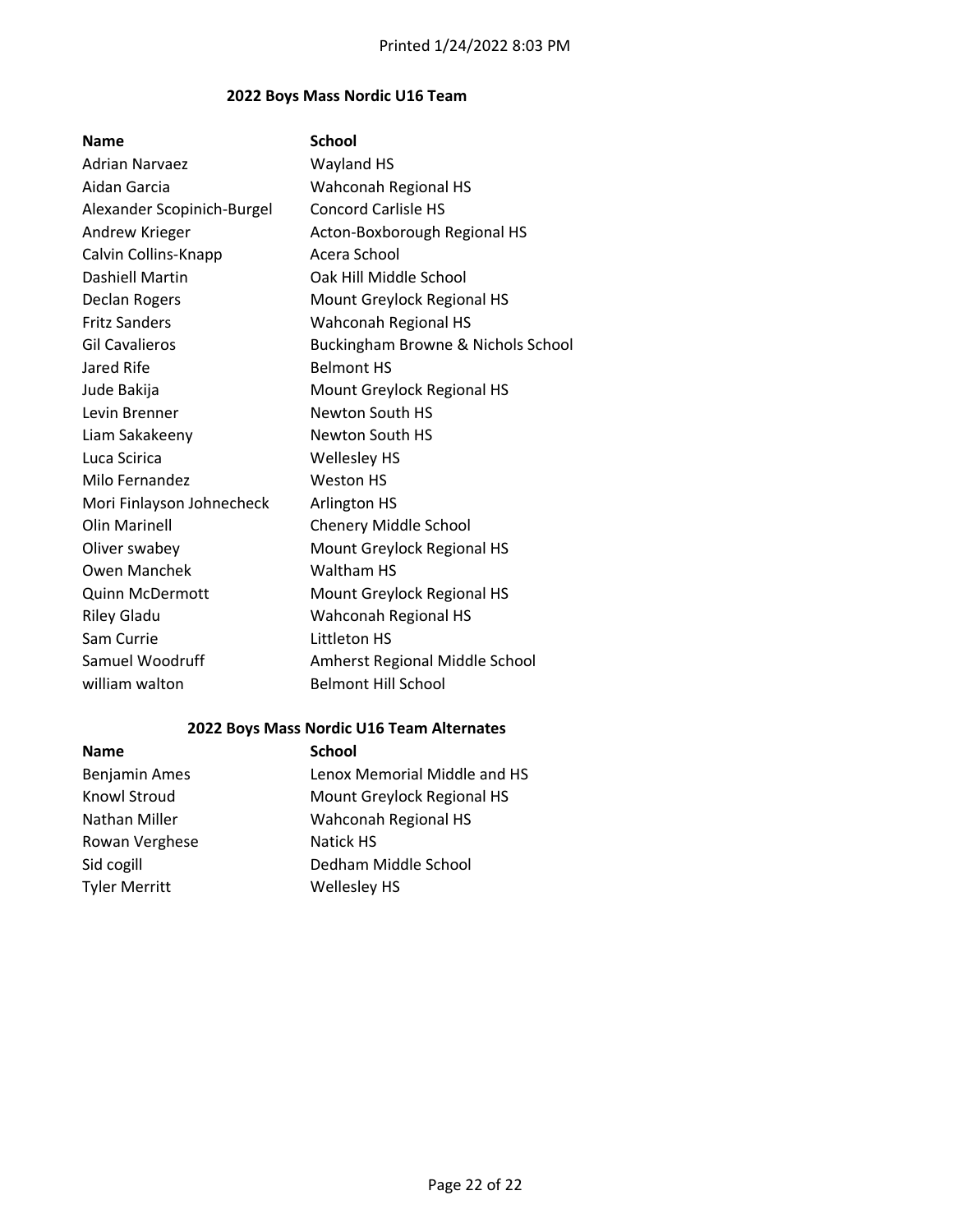### 2022 Boys Mass Nordic U16 Team

| Name | School |
| --- | --- |
| Adrian Narvaez | Wayland HS |
| Aidan Garcia | Wahconah Regional HS |
| Alexander Scopinich-Burgel | Concord Carlisle HS |
| Andrew Krieger | Acton-Boxborough Regional HS |
| Calvin Collins-Knapp | Acera School |
| Dashiell Martin | Oak Hill Middle School |
| Declan Rogers | Mount Greylock Regional HS |
| Fritz Sanders | Wahconah Regional HS |
| Gil Cavalieros | Buckingham Browne & Nichols School |
| Jared Rife | Belmont HS |
| Jude Bakija | Mount Greylock Regional HS |
| Levin Brenner | Newton South HS |
| Liam Sakakeeny | Newton South HS |
| Luca Scirica | Wellesley HS |
| Milo Fernandez | Weston HS |
| Mori Finlayson Johnecheck | Arlington HS |
| Olin Marinell | Chenery Middle School |
| Oliver swabey | Mount Greylock Regional HS |
| Owen Manchek | Waltham HS |
| Quinn McDermott | Mount Greylock Regional HS |
| Riley Gladu | Wahconah Regional HS |
| Sam Currie | Littleton HS |
| Samuel Woodruff | Amherst Regional Middle School |
| william walton | Belmont Hill School |

### 2022 Boys Mass Nordic U16 Team Alternates

| Name | School |
| --- | --- |
| Benjamin Ames | Lenox Memorial Middle and HS |
| Knowl Stroud | Mount Greylock Regional HS |
| Nathan Miller | Wahconah Regional HS |
| Rowan Verghese | Natick HS |
| Sid cogill | Dedham Middle School |
| Tyler Merritt | Wellesley HS |